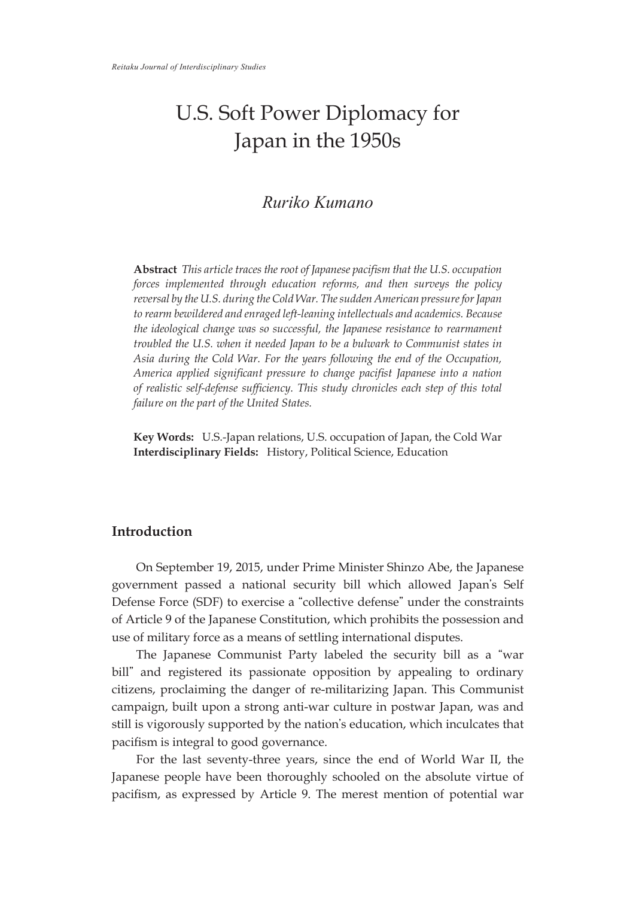# U.S. Soft Power Diplomacy for Japan in the 1950s

*Ruriko Kumano*

**Abstract** *This article traces the root of Japanese pacifism that the U.S. occupation forces implemented through education reforms, and then surveys the policy reversal by the U.S. during the Cold War. The sudden American pressure for Japan to rearm bewildered and enraged left-leaning intellectuals and academics. Because the ideological change was so successful, the Japanese resistance to rearmament troubled the U.S. when it needed Japan to be a bulwark to Communist states in Asia during the Cold War. For the years following the end of the Occupation, America applied significant pressure to change pacifist Japanese into a nation of realistic self-defense sufficiency. This study chronicles each step of this total failure on the part of the United States.*

**Key Words:** U.S.-Japan relations, U.S. occupation of Japan, the Cold War
**Interdisciplinary Fields:** History, Political Science, Education

## Introduction

On September 19, 2015, under Prime Minister Shinzo Abe, the Japanese government passed a national security bill which allowed Japan's Self Defense Force (SDF) to exercise a "collective defense" under the constraints of Article 9 of the Japanese Constitution, which prohibits the possession and use of military force as a means of settling international disputes.

The Japanese Communist Party labeled the security bill as a "war bill" and registered its passionate opposition by appealing to ordinary citizens, proclaiming the danger of re-militarizing Japan. This Communist campaign, built upon a strong anti-war culture in postwar Japan, was and still is vigorously supported by the nation's education, which inculcates that pacifism is integral to good governance.

For the last seventy-three years, since the end of World War II, the Japanese people have been thoroughly schooled on the absolute virtue of pacifism, as expressed by Article 9. The merest mention of potential war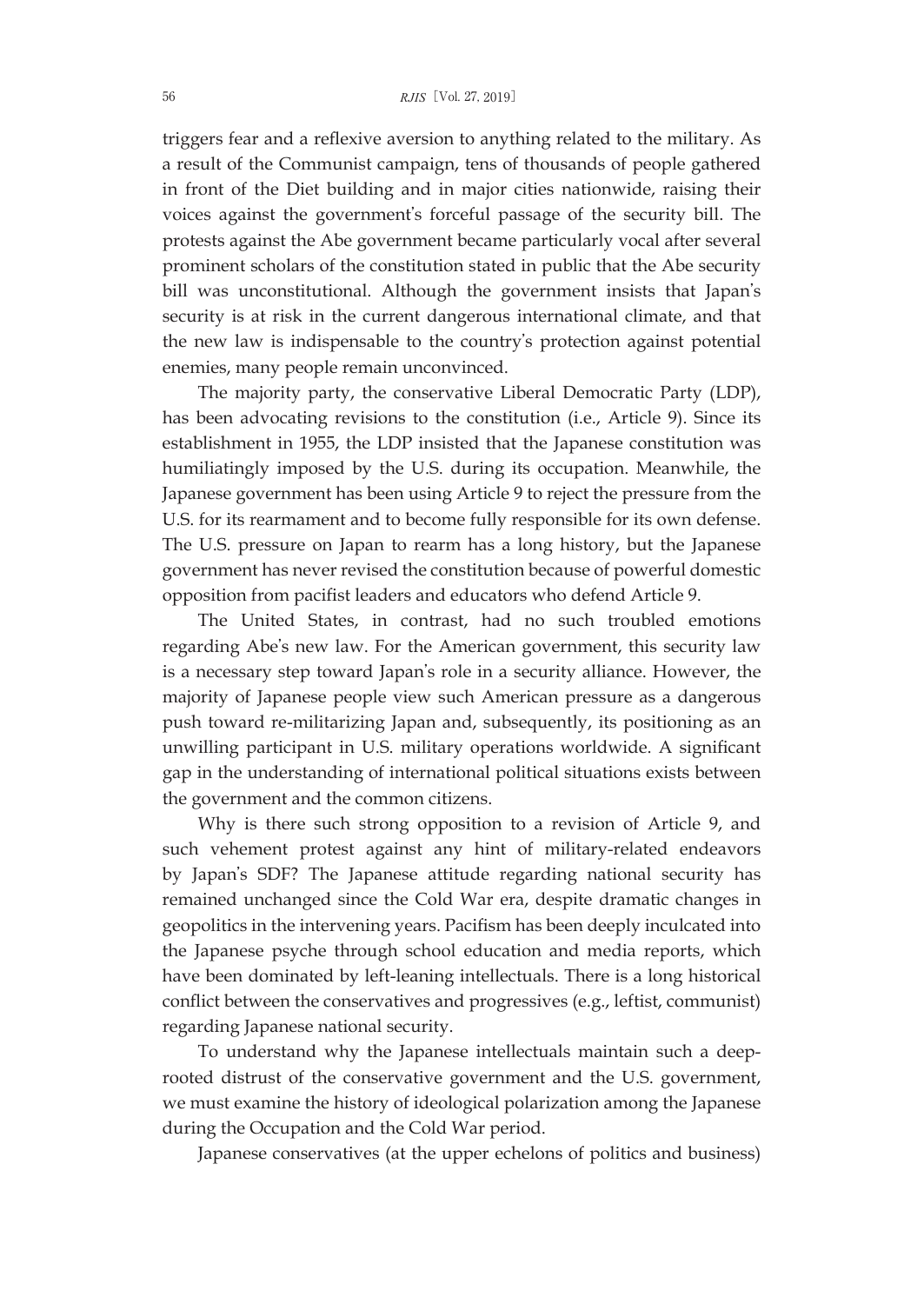triggers fear and a reflexive aversion to anything related to the military. As a result of the Communist campaign, tens of thousands of people gathered in front of the Diet building and in major cities nationwide, raising their voices against the government's forceful passage of the security bill. The protests against the Abe government became particularly vocal after several prominent scholars of the constitution stated in public that the Abe security bill was unconstitutional. Although the government insists that Japan's security is at risk in the current dangerous international climate, and that the new law is indispensable to the country's protection against potential enemies, many people remain unconvinced.

The majority party, the conservative Liberal Democratic Party (LDP), has been advocating revisions to the constitution (i.e., Article 9). Since its establishment in 1955, the LDP insisted that the Japanese constitution was humiliatingly imposed by the U.S. during its occupation. Meanwhile, the Japanese government has been using Article 9 to reject the pressure from the U.S. for its rearmament and to become fully responsible for its own defense. The U.S. pressure on Japan to rearm has a long history, but the Japanese government has never revised the constitution because of powerful domestic opposition from pacifist leaders and educators who defend Article 9.

The United States, in contrast, had no such troubled emotions regarding Abe's new law. For the American government, this security law is a necessary step toward Japan's role in a security alliance. However, the majority of Japanese people view such American pressure as a dangerous push toward re-militarizing Japan and, subsequently, its positioning as an unwilling participant in U.S. military operations worldwide. A significant gap in the understanding of international political situations exists between the government and the common citizens.

Why is there such strong opposition to a revision of Article 9, and such vehement protest against any hint of military-related endeavors by Japan's SDF? The Japanese attitude regarding national security has remained unchanged since the Cold War era, despite dramatic changes in geopolitics in the intervening years. Pacifism has been deeply inculcated into the Japanese psyche through school education and media reports, which have been dominated by left-leaning intellectuals. There is a long historical conflict between the conservatives and progressives (e.g., leftist, communist) regarding Japanese national security.

To understand why the Japanese intellectuals maintain such a deep-rooted distrust of the conservative government and the U.S. government, we must examine the history of ideological polarization among the Japanese during the Occupation and the Cold War period.

Japanese conservatives (at the upper echelons of politics and business)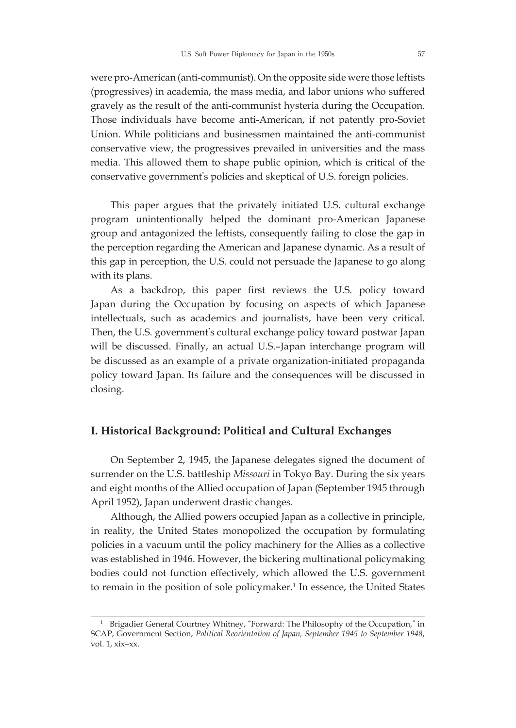were pro-American (anti-communist). On the opposite side were those leftists (progressives) in academia, the mass media, and labor unions who suffered gravely as the result of the anti-communist hysteria during the Occupation. Those individuals have become anti-American, if not patently pro-Soviet Union. While politicians and businessmen maintained the anti-communist conservative view, the progressives prevailed in universities and the mass media. This allowed them to shape public opinion, which is critical of the conservative government's policies and skeptical of U.S. foreign policies.

This paper argues that the privately initiated U.S. cultural exchange program unintentionally helped the dominant pro-American Japanese group and antagonized the leftists, consequently failing to close the gap in the perception regarding the American and Japanese dynamic. As a result of this gap in perception, the U.S. could not persuade the Japanese to go along with its plans.

As a backdrop, this paper first reviews the U.S. policy toward Japan during the Occupation by focusing on aspects of which Japanese intellectuals, such as academics and journalists, have been very critical. Then, the U.S. government's cultural exchange policy toward postwar Japan will be discussed. Finally, an actual U.S.–Japan interchange program will be discussed as an example of a private organization-initiated propaganda policy toward Japan. Its failure and the consequences will be discussed in closing.

## I. Historical Background: Political and Cultural Exchanges

On September 2, 1945, the Japanese delegates signed the document of surrender on the U.S. battleship *Missouri* in Tokyo Bay. During the six years and eight months of the Allied occupation of Japan (September 1945 through April 1952), Japan underwent drastic changes.

Although, the Allied powers occupied Japan as a collective in principle, in reality, the United States monopolized the occupation by formulating policies in a vacuum until the policy machinery for the Allies as a collective was established in 1946. However, the bickering multinational policymaking bodies could not function effectively, which allowed the U.S. government to remain in the position of sole policymaker.[1] In essence, the United States

[1] Brigadier General Courtney Whitney, "Forward: The Philosophy of the Occupation," in SCAP, Government Section, *Political Reorientation of Japan, September 1945 to September 1948*, vol. 1, xix–xx.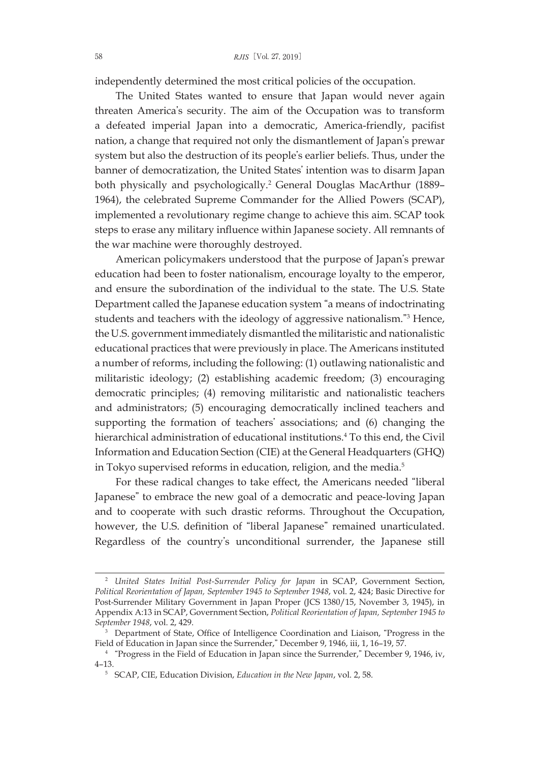independently determined the most critical policies of the occupation.

The United States wanted to ensure that Japan would never again threaten America's security. The aim of the Occupation was to transform a defeated imperial Japan into a democratic, America-friendly, pacifist nation, a change that required not only the dismantlement of Japan's prewar system but also the destruction of its people's earlier beliefs. Thus, under the banner of democratization, the United States' intention was to disarm Japan both physically and psychologically.[2] General Douglas MacArthur (1889–1964), the celebrated Supreme Commander for the Allied Powers (SCAP), implemented a revolutionary regime change to achieve this aim. SCAP took steps to erase any military influence within Japanese society. All remnants of the war machine were thoroughly destroyed.

American policymakers understood that the purpose of Japan's prewar education had been to foster nationalism, encourage loyalty to the emperor, and ensure the subordination of the individual to the state. The U.S. State Department called the Japanese education system "a means of indoctrinating students and teachers with the ideology of aggressive nationalism."[3] Hence, the U.S. government immediately dismantled the militaristic and nationalistic educational practices that were previously in place. The Americans instituted a number of reforms, including the following: (1) outlawing nationalistic and militaristic ideology; (2) establishing academic freedom; (3) encouraging democratic principles; (4) removing militaristic and nationalistic teachers and administrators; (5) encouraging democratically inclined teachers and supporting the formation of teachers' associations; and (6) changing the hierarchical administration of educational institutions.[4] To this end, the Civil Information and Education Section (CIE) at the General Headquarters (GHQ) in Tokyo supervised reforms in education, religion, and the media.[5]

For these radical changes to take effect, the Americans needed "liberal Japanese" to embrace the new goal of a democratic and peace-loving Japan and to cooperate with such drastic reforms. Throughout the Occupation, however, the U.S. definition of "liberal Japanese" remained unarticulated. Regardless of the country's unconditional surrender, the Japanese still

---

[2] *United States Initial Post-Surrender Policy for Japan* in SCAP, Government Section, *Political Reorientation of Japan, September 1945 to September 1948*, vol. 2, 424; Basic Directive for Post-Surrender Military Government in Japan Proper (JCS 1380/15, November 3, 1945), in Appendix A:13 in SCAP, Government Section, *Political Reorientation of Japan, September 1945 to September 1948*, vol. 2, 429.

[3] Department of State, Office of Intelligence Coordination and Liaison, "Progress in the Field of Education in Japan since the Surrender," December 9, 1946, iii, 1, 16–19, 57.

[4] "Progress in the Field of Education in Japan since the Surrender," December 9, 1946, iv, 4–13.

[5] SCAP, CIE, Education Division, *Education in the New Japan*, vol. 2, 58.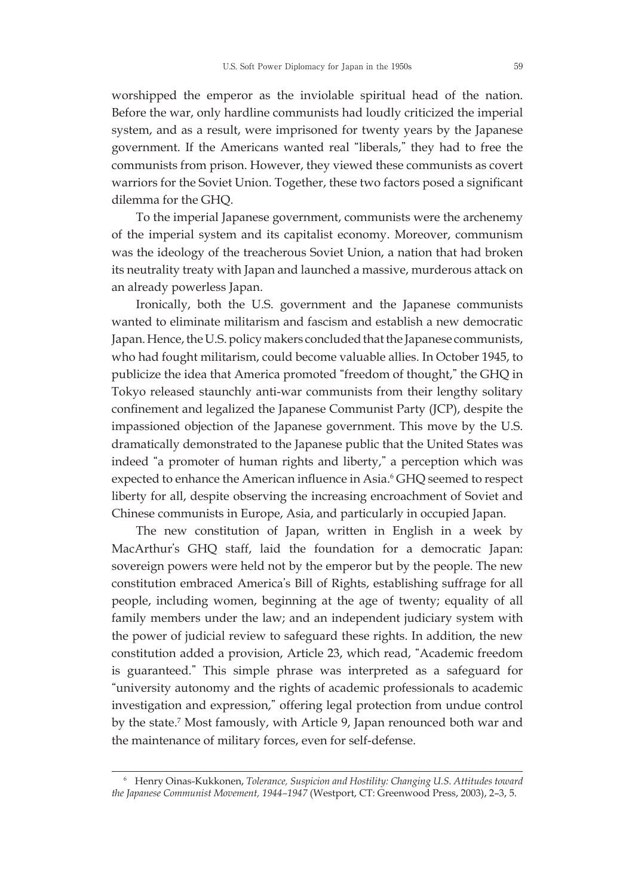worshipped the emperor as the inviolable spiritual head of the nation. Before the war, only hardline communists had loudly criticized the imperial system, and as a result, were imprisoned for twenty years by the Japanese government. If the Americans wanted real "liberals," they had to free the communists from prison. However, they viewed these communists as covert warriors for the Soviet Union. Together, these two factors posed a significant dilemma for the GHQ.

To the imperial Japanese government, communists were the archenemy of the imperial system and its capitalist economy. Moreover, communism was the ideology of the treacherous Soviet Union, a nation that had broken its neutrality treaty with Japan and launched a massive, murderous attack on an already powerless Japan.

Ironically, both the U.S. government and the Japanese communists wanted to eliminate militarism and fascism and establish a new democratic Japan. Hence, the U.S. policy makers concluded that the Japanese communists, who had fought militarism, could become valuable allies. In October 1945, to publicize the idea that America promoted "freedom of thought," the GHQ in Tokyo released staunchly anti-war communists from their lengthy solitary confinement and legalized the Japanese Communist Party (JCP), despite the impassioned objection of the Japanese government. This move by the U.S. dramatically demonstrated to the Japanese public that the United States was indeed "a promoter of human rights and liberty," a perception which was expected to enhance the American influence in Asia.[6] GHQ seemed to respect liberty for all, despite observing the increasing encroachment of Soviet and Chinese communists in Europe, Asia, and particularly in occupied Japan.

The new constitution of Japan, written in English in a week by MacArthur's GHQ staff, laid the foundation for a democratic Japan: sovereign powers were held not by the emperor but by the people. The new constitution embraced America's Bill of Rights, establishing suffrage for all people, including women, beginning at the age of twenty; equality of all family members under the law; and an independent judiciary system with the power of judicial review to safeguard these rights. In addition, the new constitution added a provision, Article 23, which read, "Academic freedom is guaranteed." This simple phrase was interpreted as a safeguard for "university autonomy and the rights of academic professionals to academic investigation and expression," offering legal protection from undue control by the state.[7] Most famously, with Article 9, Japan renounced both war and the maintenance of military forces, even for self-defense.

---

[6] Henry Oinas-Kukkonen, *Tolerance, Suspicion and Hostility: Changing U.S. Attitudes toward the Japanese Communist Movement, 1944–1947* (Westport, CT: Greenwood Press, 2003), 2–3, 5.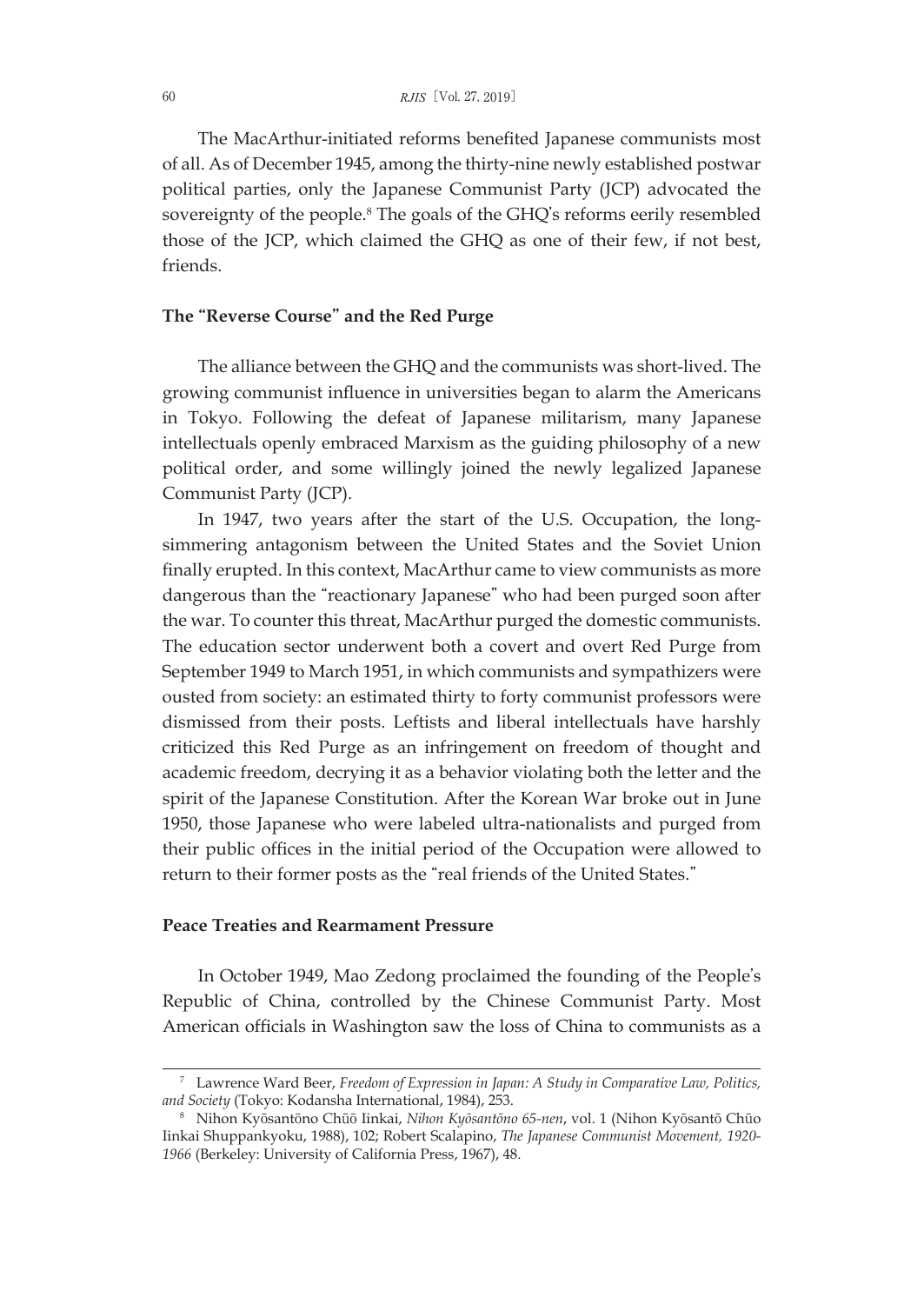The MacArthur-initiated reforms benefited Japanese communists most of all. As of December 1945, among the thirty-nine newly established postwar political parties, only the Japanese Communist Party (JCP) advocated the sovereignty of the people.[8] The goals of the GHQ's reforms eerily resembled those of the JCP, which claimed the GHQ as one of their few, if not best, friends.

## The "Reverse Course" and the Red Purge

The alliance between the GHQ and the communists was short-lived. The growing communist influence in universities began to alarm the Americans in Tokyo. Following the defeat of Japanese militarism, many Japanese intellectuals openly embraced Marxism as the guiding philosophy of a new political order, and some willingly joined the newly legalized Japanese Communist Party (JCP).

In 1947, two years after the start of the U.S. Occupation, the long-simmering antagonism between the United States and the Soviet Union finally erupted. In this context, MacArthur came to view communists as more dangerous than the "reactionary Japanese" who had been purged soon after the war. To counter this threat, MacArthur purged the domestic communists. The education sector underwent both a covert and overt Red Purge from September 1949 to March 1951, in which communists and sympathizers were ousted from society: an estimated thirty to forty communist professors were dismissed from their posts. Leftists and liberal intellectuals have harshly criticized this Red Purge as an infringement on freedom of thought and academic freedom, decrying it as a behavior violating both the letter and the spirit of the Japanese Constitution. After the Korean War broke out in June 1950, those Japanese who were labeled ultra-nationalists and purged from their public offices in the initial period of the Occupation were allowed to return to their former posts as the "real friends of the United States."

## Peace Treaties and Rearmament Pressure

In October 1949, Mao Zedong proclaimed the founding of the People's Republic of China, controlled by the Chinese Communist Party. Most American officials in Washington saw the loss of China to communists as a

---

[7] Lawrence Ward Beer, *Freedom of Expression in Japan: A Study in Comparative Law, Politics, and Society* (Tokyo: Kodansha International, 1984), 253.

[8] Nihon Kyōsantōno Chūō Iinkai, *Nihon Kyōsantōno 65-nen*, vol. 1 (Nihon Kyōsantō Chūo Iinkai Shuppankyoku, 1988), 102; Robert Scalapino, *The Japanese Communist Movement, 1920-1966* (Berkeley: University of California Press, 1967), 48.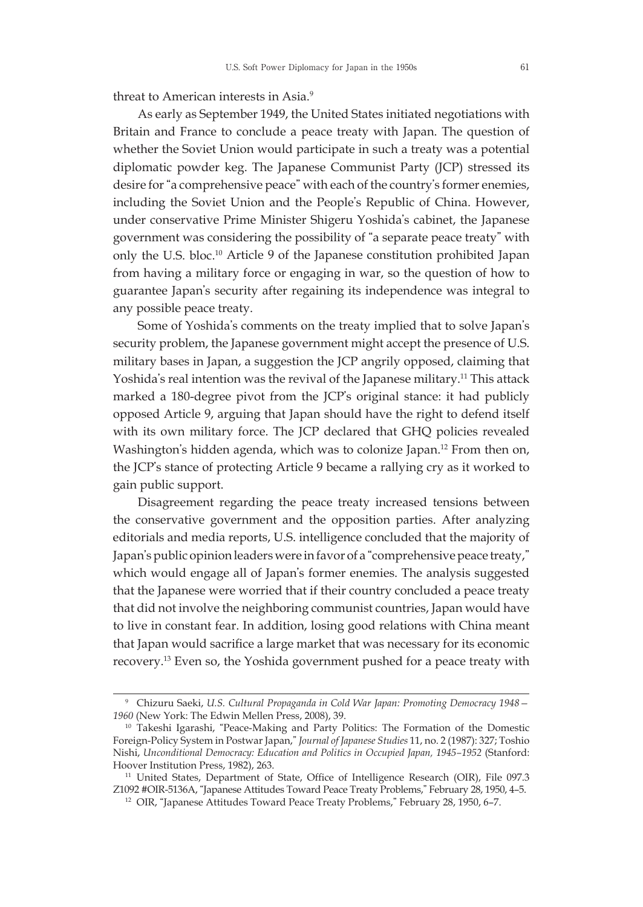threat to American interests in Asia.[9]

As early as September 1949, the United States initiated negotiations with Britain and France to conclude a peace treaty with Japan. The question of whether the Soviet Union would participate in such a treaty was a potential diplomatic powder keg. The Japanese Communist Party (JCP) stressed its desire for "a comprehensive peace" with each of the country's former enemies, including the Soviet Union and the People's Republic of China. However, under conservative Prime Minister Shigeru Yoshida's cabinet, the Japanese government was considering the possibility of "a separate peace treaty" with only the U.S. bloc.[10] Article 9 of the Japanese constitution prohibited Japan from having a military force or engaging in war, so the question of how to guarantee Japan's security after regaining its independence was integral to any possible peace treaty.

Some of Yoshida's comments on the treaty implied that to solve Japan's security problem, the Japanese government might accept the presence of U.S. military bases in Japan, a suggestion the JCP angrily opposed, claiming that Yoshida's real intention was the revival of the Japanese military.[11] This attack marked a 180-degree pivot from the JCP's original stance: it had publicly opposed Article 9, arguing that Japan should have the right to defend itself with its own military force. The JCP declared that GHQ policies revealed Washington's hidden agenda, which was to colonize Japan.[12] From then on, the JCP's stance of protecting Article 9 became a rallying cry as it worked to gain public support.

Disagreement regarding the peace treaty increased tensions between the conservative government and the opposition parties. After analyzing editorials and media reports, U.S. intelligence concluded that the majority of Japan's public opinion leaders were in favor of a "comprehensive peace treaty," which would engage all of Japan's former enemies. The analysis suggested that the Japanese were worried that if their country concluded a peace treaty that did not involve the neighboring communist countries, Japan would have to live in constant fear. In addition, losing good relations with China meant that Japan would sacrifice a large market that was necessary for its economic recovery.[13] Even so, the Yoshida government pushed for a peace treaty with

---

[9] Chizuru Saeki, *U.S. Cultural Propaganda in Cold War Japan: Promoting Democracy 1948–1960* (New York: The Edwin Mellen Press, 2008), 39.

[10] Takeshi Igarashi, "Peace-Making and Party Politics: The Formation of the Domestic Foreign-Policy System in Postwar Japan," *Journal of Japanese Studies* 11, no. 2 (1987): 327; Toshio Nishi, *Unconditional Democracy: Education and Politics in Occupied Japan, 1945–1952* (Stanford: Hoover Institution Press, 1982), 263.

[11] United States, Department of State, Office of Intelligence Research (OIR), File 097.3 Z1092 #OIR-5136A, "Japanese Attitudes Toward Peace Treaty Problems," February 28, 1950, 4–5.

[12] OIR, "Japanese Attitudes Toward Peace Treaty Problems," February 28, 1950, 6–7.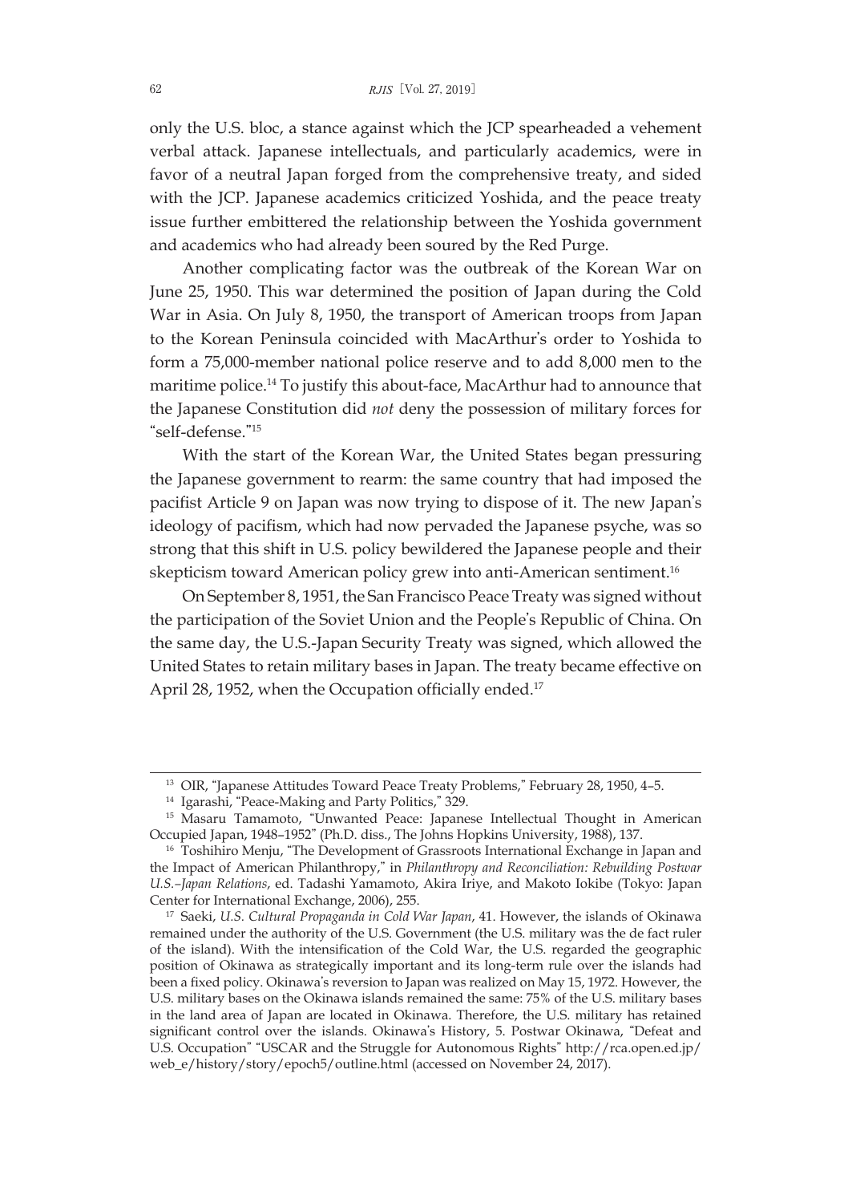only the U.S. bloc, a stance against which the JCP spearheaded a vehement verbal attack. Japanese intellectuals, and particularly academics, were in favor of a neutral Japan forged from the comprehensive treaty, and sided with the JCP. Japanese academics criticized Yoshida, and the peace treaty issue further embittered the relationship between the Yoshida government and academics who had already been soured by the Red Purge.

Another complicating factor was the outbreak of the Korean War on June 25, 1950. This war determined the position of Japan during the Cold War in Asia. On July 8, 1950, the transport of American troops from Japan to the Korean Peninsula coincided with MacArthur's order to Yoshida to form a 75,000-member national police reserve and to add 8,000 men to the maritime police.[14] To justify this about-face, MacArthur had to announce that the Japanese Constitution did *not* deny the possession of military forces for "self-defense."[15]

With the start of the Korean War, the United States began pressuring the Japanese government to rearm: the same country that had imposed the pacifist Article 9 on Japan was now trying to dispose of it. The new Japan's ideology of pacifism, which had now pervaded the Japanese psyche, was so strong that this shift in U.S. policy bewildered the Japanese people and their skepticism toward American policy grew into anti-American sentiment.[16]

On September 8, 1951, the San Francisco Peace Treaty was signed without the participation of the Soviet Union and the People's Republic of China. On the same day, the U.S.-Japan Security Treaty was signed, which allowed the United States to retain military bases in Japan. The treaty became effective on April 28, 1952, when the Occupation officially ended.[17]

---

[13] OIR, "Japanese Attitudes Toward Peace Treaty Problems," February 28, 1950, 4–5.

[14] Igarashi, "Peace-Making and Party Politics," 329.

[15] Masaru Tamamoto, "Unwanted Peace: Japanese Intellectual Thought in American Occupied Japan, 1948–1952" (Ph.D. diss., The Johns Hopkins University, 1988), 137.

[16] Toshihiro Menju, "The Development of Grassroots International Exchange in Japan and the Impact of American Philanthropy," in *Philanthropy and Reconciliation: Rebuilding Postwar U.S.–Japan Relations*, ed. Tadashi Yamamoto, Akira Iriye, and Makoto Iokibe (Tokyo: Japan Center for International Exchange, 2006), 255.

[17] Saeki, *U.S. Cultural Propaganda in Cold War Japan*, 41. However, the islands of Okinawa remained under the authority of the U.S. Government (the U.S. military was the de facto ruler of the island). With the intensification of the Cold War, the U.S. regarded the geographic position of Okinawa as strategically important and its long-term rule over the islands had been a fixed policy. Okinawa's reversion to Japan was realized on May 15, 1972. However, the U.S. military bases on the Okinawa islands remained the same: 75% of the U.S. military bases in the land area of Japan are located in Okinawa. Therefore, the U.S. military has retained significant control over the islands. Okinawa's History, 5. Postwar Okinawa, "Defeat and U.S. Occupation" "USCAR and the Struggle for Autonomous Rights" http://rca.open.ed.jp/web_e/history/story/epoch5/outline.html (accessed on November 24, 2017).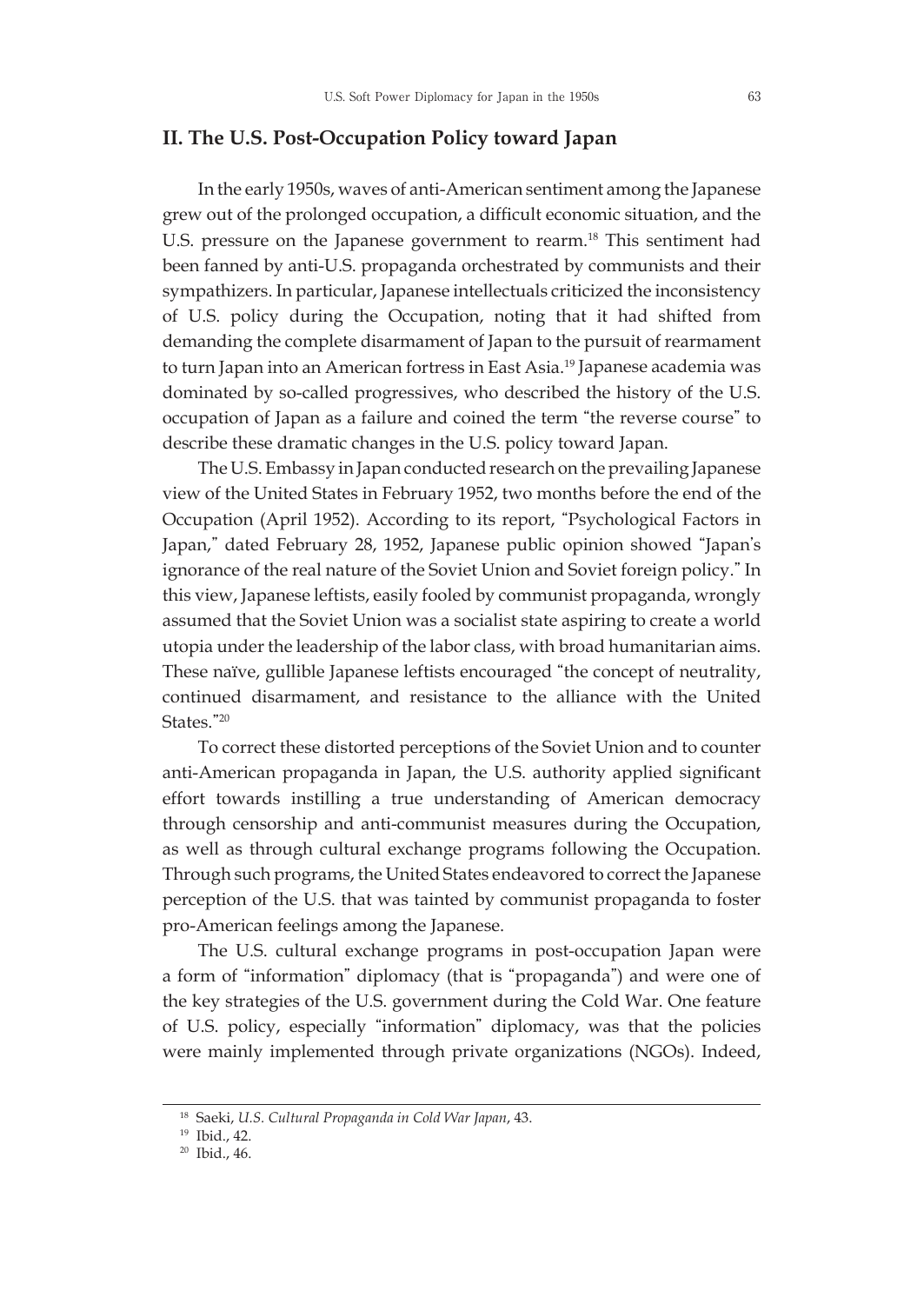## II. The U.S. Post-Occupation Policy toward Japan

In the early 1950s, waves of anti-American sentiment among the Japanese grew out of the prolonged occupation, a difficult economic situation, and the U.S. pressure on the Japanese government to rearm.[18] This sentiment had been fanned by anti-U.S. propaganda orchestrated by communists and their sympathizers. In particular, Japanese intellectuals criticized the inconsistency of U.S. policy during the Occupation, noting that it had shifted from demanding the complete disarmament of Japan to the pursuit of rearmament to turn Japan into an American fortress in East Asia.[19] Japanese academia was dominated by so-called progressives, who described the history of the U.S. occupation of Japan as a failure and coined the term "the reverse course" to describe these dramatic changes in the U.S. policy toward Japan.

The U.S. Embassy in Japan conducted research on the prevailing Japanese view of the United States in February 1952, two months before the end of the Occupation (April 1952). According to its report, "Psychological Factors in Japan," dated February 28, 1952, Japanese public opinion showed "Japan's ignorance of the real nature of the Soviet Union and Soviet foreign policy." In this view, Japanese leftists, easily fooled by communist propaganda, wrongly assumed that the Soviet Union was a socialist state aspiring to create a world utopia under the leadership of the labor class, with broad humanitarian aims. These naïve, gullible Japanese leftists encouraged "the concept of neutrality, continued disarmament, and resistance to the alliance with the United States."[20]

To correct these distorted perceptions of the Soviet Union and to counter anti-American propaganda in Japan, the U.S. authority applied significant effort towards instilling a true understanding of American democracy through censorship and anti-communist measures during the Occupation, as well as through cultural exchange programs following the Occupation. Through such programs, the United States endeavored to correct the Japanese perception of the U.S. that was tainted by communist propaganda to foster pro-American feelings among the Japanese.

The U.S. cultural exchange programs in post-occupation Japan were a form of "information" diplomacy (that is "propaganda") and were one of the key strategies of the U.S. government during the Cold War. One feature of U.S. policy, especially "information" diplomacy, was that the policies were mainly implemented through private organizations (NGOs). Indeed,

---

[18] Saeki, *U.S. Cultural Propaganda in Cold War Japan*, 43.

[19] Ibid., 42.

[20] Ibid., 46.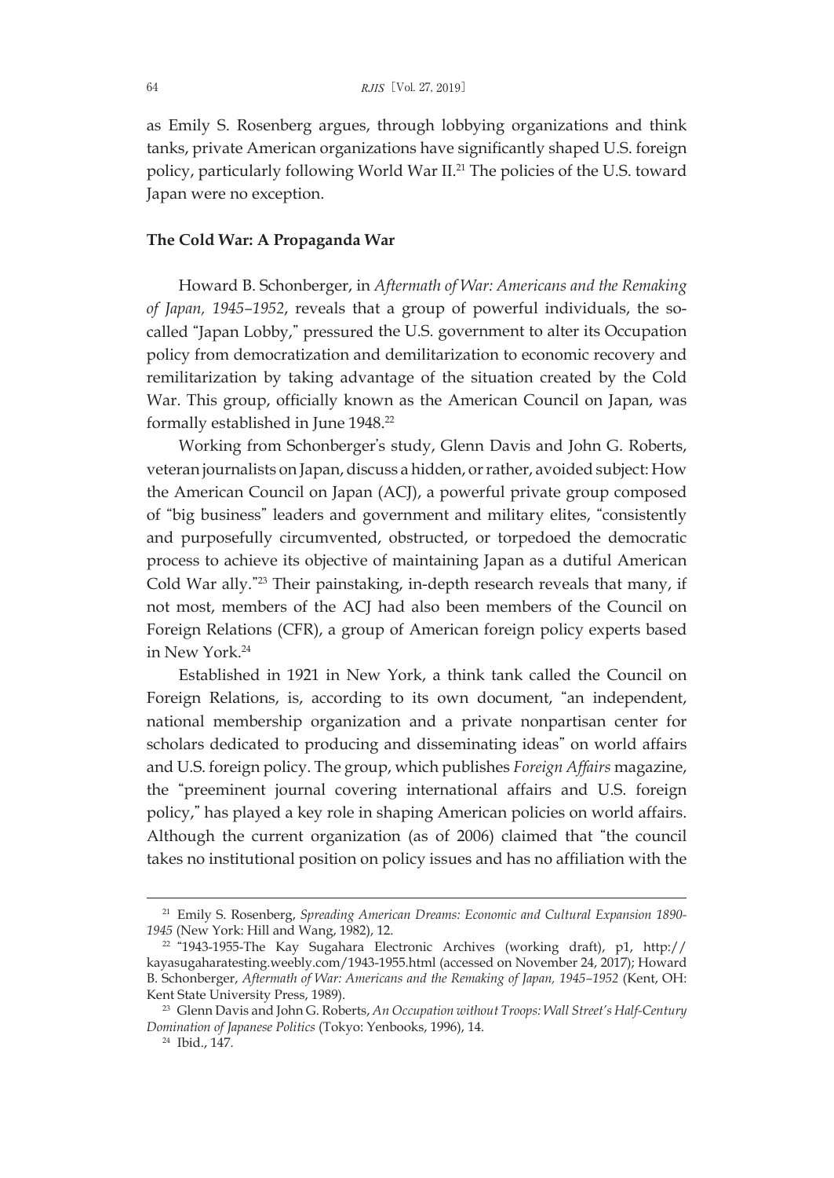as Emily S. Rosenberg argues, through lobbying organizations and think tanks, private American organizations have significantly shaped U.S. foreign policy, particularly following World War II.[21] The policies of the U.S. toward Japan were no exception.

### The Cold War: A Propaganda War

Howard B. Schonberger, in *Aftermath of War: Americans and the Remaking of Japan, 1945–1952*, reveals that a group of powerful individuals, the so-called "Japan Lobby," pressured the U.S. government to alter its Occupation policy from democratization and demilitarization to economic recovery and remilitarization by taking advantage of the situation created by the Cold War. This group, officially known as the American Council on Japan, was formally established in June 1948.[22]

Working from Schonberger's study, Glenn Davis and John G. Roberts, veteran journalists on Japan, discuss a hidden, or rather, avoided subject: How the American Council on Japan (ACJ), a powerful private group composed of "big business" leaders and government and military elites, "consistently and purposefully circumvented, obstructed, or torpedoed the democratic process to achieve its objective of maintaining Japan as a dutiful American Cold War ally."[23] Their painstaking, in-depth research reveals that many, if not most, members of the ACJ had also been members of the Council on Foreign Relations (CFR), a group of American foreign policy experts based in New York.[24]

Established in 1921 in New York, a think tank called the Council on Foreign Relations, is, according to its own document, "an independent, national membership organization and a private nonpartisan center for scholars dedicated to producing and disseminating ideas" on world affairs and U.S. foreign policy. The group, which publishes *Foreign Affairs* magazine, the "preeminent journal covering international affairs and U.S. foreign policy," has played a key role in shaping American policies on world affairs. Although the current organization (as of 2006) claimed that "the council takes no institutional position on policy issues and has no affiliation with the

---

[21] Emily S. Rosenberg, *Spreading American Dreams: Economic and Cultural Expansion 1890-1945* (New York: Hill and Wang, 1982), 12.

[22] "1943-1955-The Kay Sugahara Electronic Archives (working draft), p1, http://kayasugaharatesting.weebly.com/1943-1955.html (accessed on November 24, 2017); Howard B. Schonberger, *Aftermath of War: Americans and the Remaking of Japan, 1945–1952* (Kent, OH: Kent State University Press, 1989).

[23] Glenn Davis and John G. Roberts, *An Occupation without Troops: Wall Street's Half-Century Domination of Japanese Politics* (Tokyo: Yenbooks, 1996), 14.

[24] Ibid., 147.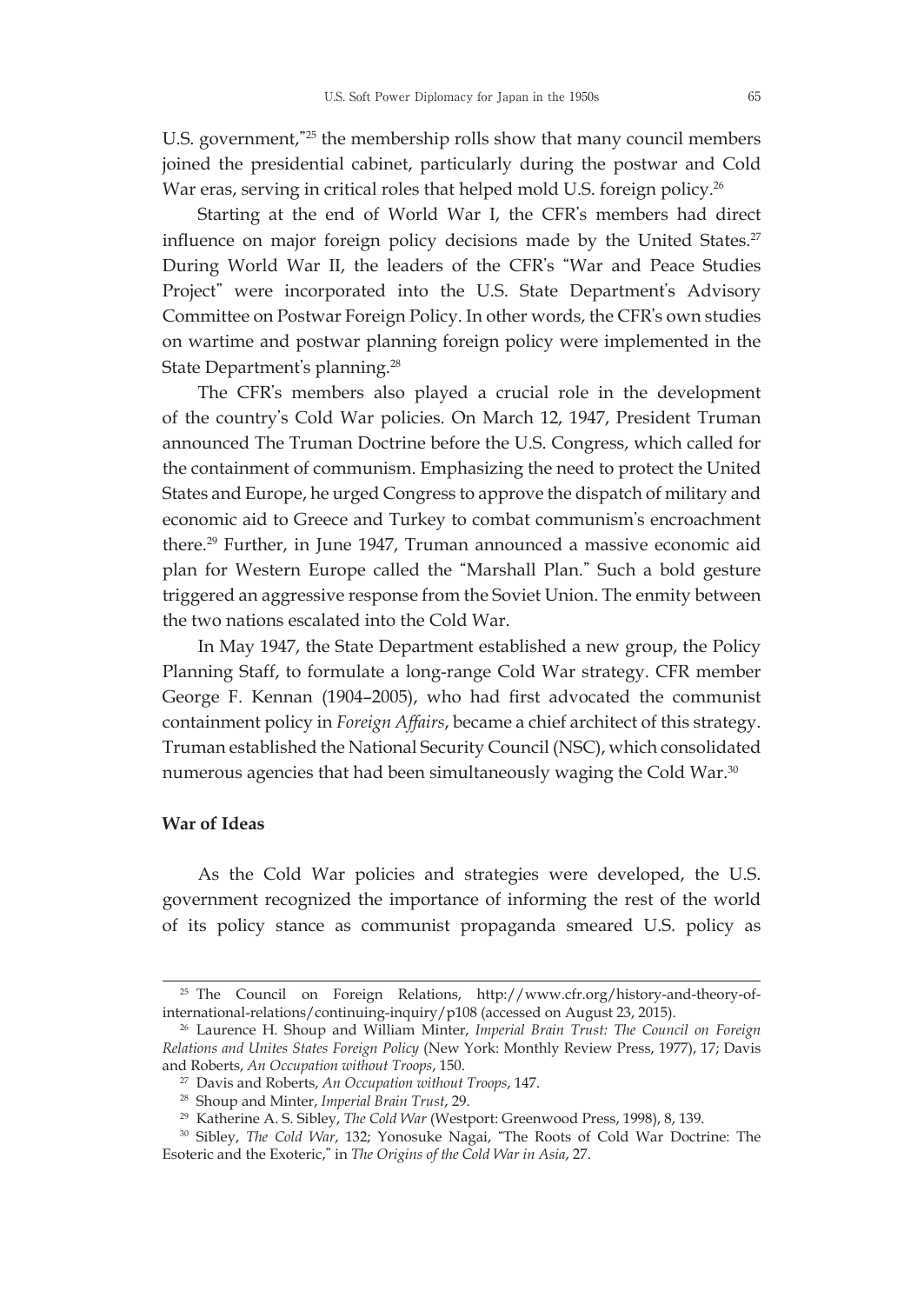U.S. government,"[25] the membership rolls show that many council members joined the presidential cabinet, particularly during the postwar and Cold War eras, serving in critical roles that helped mold U.S. foreign policy.[26]

Starting at the end of World War I, the CFR's members had direct influence on major foreign policy decisions made by the United States.[27] During World War II, the leaders of the CFR's "War and Peace Studies Project" were incorporated into the U.S. State Department's Advisory Committee on Postwar Foreign Policy. In other words, the CFR's own studies on wartime and postwar planning foreign policy were implemented in the State Department's planning.[28]

The CFR's members also played a crucial role in the development of the country's Cold War policies. On March 12, 1947, President Truman announced The Truman Doctrine before the U.S. Congress, which called for the containment of communism. Emphasizing the need to protect the United States and Europe, he urged Congress to approve the dispatch of military and economic aid to Greece and Turkey to combat communism's encroachment there.[29] Further, in June 1947, Truman announced a massive economic aid plan for Western Europe called the "Marshall Plan." Such a bold gesture triggered an aggressive response from the Soviet Union. The enmity between the two nations escalated into the Cold War.

In May 1947, the State Department established a new group, the Policy Planning Staff, to formulate a long-range Cold War strategy. CFR member George F. Kennan (1904–2005), who had first advocated the communist containment policy in *Foreign Affairs*, became a chief architect of this strategy. Truman established the National Security Council (NSC), which consolidated numerous agencies that had been simultaneously waging the Cold War.[30]

**War of Ideas**

As the Cold War policies and strategies were developed, the U.S. government recognized the importance of informing the rest of the world of its policy stance as communist propaganda smeared U.S. policy as

---

[25] The Council on Foreign Relations, http://www.cfr.org/history-and-theory-of-international-relations/continuing-inquiry/p108 (accessed on August 23, 2015).

[26] Laurence H. Shoup and William Minter, *Imperial Brain Trust: The Council on Foreign Relations and Unites States Foreign Policy* (New York: Monthly Review Press, 1977), 17; Davis and Roberts, *An Occupation without Troops*, 150.

[27] Davis and Roberts, *An Occupation without Troops*, 147.

[28] Shoup and Minter, *Imperial Brain Trust*, 29.

[29] Katherine A. S. Sibley, *The Cold War* (Westport: Greenwood Press, 1998), 8, 139.

[30] Sibley, *The Cold War*, 132; Yonosuke Nagai, "The Roots of Cold War Doctrine: The Esoteric and the Exoteric," in *The Origins of the Cold War in Asia*, 27.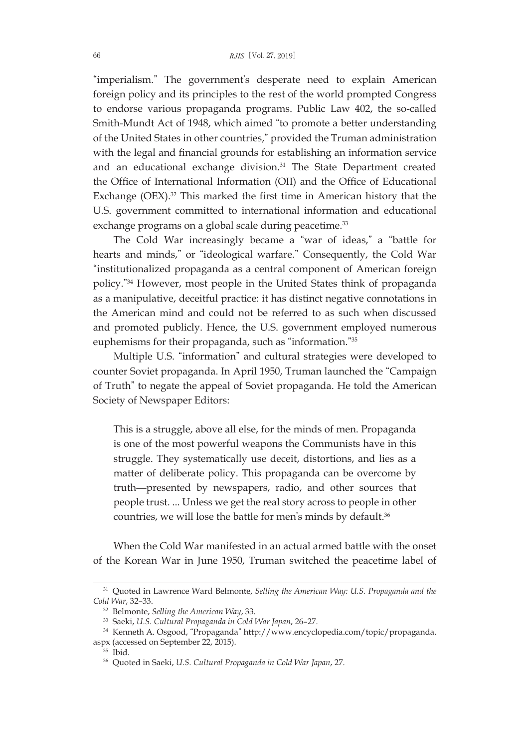"imperialism." The government's desperate need to explain American foreign policy and its principles to the rest of the world prompted Congress to endorse various propaganda programs. Public Law 402, the so-called Smith-Mundt Act of 1948, which aimed "to promote a better understanding of the United States in other countries," provided the Truman administration with the legal and financial grounds for establishing an information service and an educational exchange division.[31] The State Department created the Office of International Information (OII) and the Office of Educational Exchange (OEX).[32] This marked the first time in American history that the U.S. government committed to international information and educational exchange programs on a global scale during peacetime.[33]

The Cold War increasingly became a "war of ideas," a "battle for hearts and minds," or "ideological warfare." Consequently, the Cold War "institutionalized propaganda as a central component of American foreign policy."[34] However, most people in the United States think of propaganda as a manipulative, deceitful practice: it has distinct negative connotations in the American mind and could not be referred to as such when discussed and promoted publicly. Hence, the U.S. government employed numerous euphemisms for their propaganda, such as "information."[35]

Multiple U.S. "information" and cultural strategies were developed to counter Soviet propaganda. In April 1950, Truman launched the "Campaign of Truth" to negate the appeal of Soviet propaganda. He told the American Society of Newspaper Editors:

> This is a struggle, above all else, for the minds of men. Propaganda is one of the most powerful weapons the Communists have in this struggle. They systematically use deceit, distortions, and lies as a matter of deliberate policy. This propaganda can be overcome by truth—presented by newspapers, radio, and other sources that people trust. ... Unless we get the real story across to people in other countries, we will lose the battle for men's minds by default.[36]

When the Cold War manifested in an actual armed battle with the onset of the Korean War in June 1950, Truman switched the peacetime label of

---

[31] Quoted in Lawrence Ward Belmonte, *Selling the American Way: U.S. Propaganda and the Cold War*, 32–33.

[32] Belmonte, *Selling the American Way*, 33.

[33] Saeki, *U.S. Cultural Propaganda in Cold War Japan*, 26–27.

[34] Kenneth A. Osgood, "Propaganda" http://www.encyclopedia.com/topic/propaganda.aspx (accessed on September 22, 2015).

[35] Ibid.

[36] Quoted in Saeki, *U.S. Cultural Propaganda in Cold War Japan*, 27.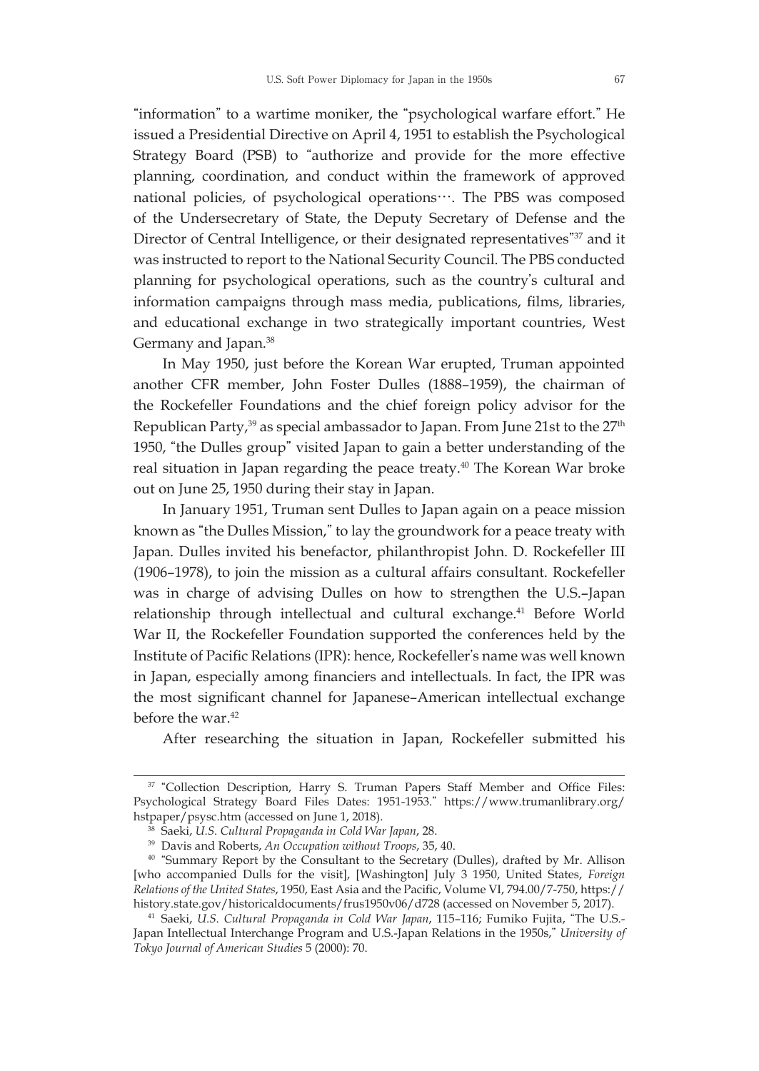"information" to a wartime moniker, the "psychological warfare effort." He issued a Presidential Directive on April 4, 1951 to establish the Psychological Strategy Board (PSB) to "authorize and provide for the more effective planning, coordination, and conduct within the framework of approved national policies, of psychological operations…. The PBS was composed of the Undersecretary of State, the Deputy Secretary of Defense and the Director of Central Intelligence, or their designated representatives"[37] and it was instructed to report to the National Security Council. The PBS conducted planning for psychological operations, such as the country's cultural and information campaigns through mass media, publications, films, libraries, and educational exchange in two strategically important countries, West Germany and Japan.[38]

In May 1950, just before the Korean War erupted, Truman appointed another CFR member, John Foster Dulles (1888–1959), the chairman of the Rockefeller Foundations and the chief foreign policy advisor for the Republican Party,[39] as special ambassador to Japan. From June 21st to the 27th 1950, "the Dulles group" visited Japan to gain a better understanding of the real situation in Japan regarding the peace treaty.[40] The Korean War broke out on June 25, 1950 during their stay in Japan.

In January 1951, Truman sent Dulles to Japan again on a peace mission known as "the Dulles Mission," to lay the groundwork for a peace treaty with Japan. Dulles invited his benefactor, philanthropist John. D. Rockefeller III (1906–1978), to join the mission as a cultural affairs consultant. Rockefeller was in charge of advising Dulles on how to strengthen the U.S.–Japan relationship through intellectual and cultural exchange.[41] Before World War II, the Rockefeller Foundation supported the conferences held by the Institute of Pacific Relations (IPR): hence, Rockefeller's name was well known in Japan, especially among financiers and intellectuals. In fact, the IPR was the most significant channel for Japanese–American intellectual exchange before the war.[42]

After researching the situation in Japan, Rockefeller submitted his

---

[37] "Collection Description, Harry S. Truman Papers Staff Member and Office Files: Psychological Strategy Board Files Dates: 1951-1953." https://www.trumanlibrary.org/hstpaper/psysc.htm (accessed on June 1, 2018).

[38] Saeki, *U.S. Cultural Propaganda in Cold War Japan*, 28.

[39] Davis and Roberts, *An Occupation without Troops*, 35, 40.

[40] "Summary Report by the Consultant to the Secretary (Dulles), drafted by Mr. Allison [who accompanied Dulls for the visit], [Washington] July 3 1950, United States, *Foreign Relations of the United States*, 1950, East Asia and the Pacific, Volume VI, 794.00/7-750, https://history.state.gov/historicaldocuments/frus1950v06/d728 (accessed on November 5, 2017).

[41] Saeki, *U.S. Cultural Propaganda in Cold War Japan*, 115–116; Fumiko Fujita, "The U.S.-Japan Intellectual Interchange Program and U.S.-Japan Relations in the 1950s," *University of Tokyo Journal of American Studies* 5 (2000): 70.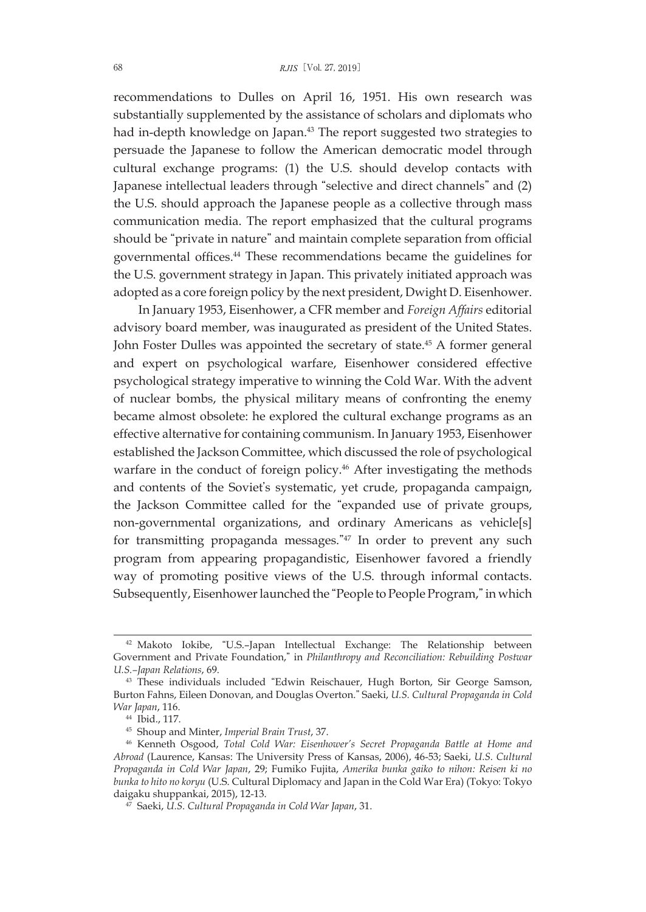recommendations to Dulles on April 16, 1951. His own research was substantially supplemented by the assistance of scholars and diplomats who had in-depth knowledge on Japan.[43] The report suggested two strategies to persuade the Japanese to follow the American democratic model through cultural exchange programs: (1) the U.S. should develop contacts with Japanese intellectual leaders through "selective and direct channels" and (2) the U.S. should approach the Japanese people as a collective through mass communication media. The report emphasized that the cultural programs should be "private in nature" and maintain complete separation from official governmental offices.[44] These recommendations became the guidelines for the U.S. government strategy in Japan. This privately initiated approach was adopted as a core foreign policy by the next president, Dwight D. Eisenhower.

In January 1953, Eisenhower, a CFR member and *Foreign Affairs* editorial advisory board member, was inaugurated as president of the United States. John Foster Dulles was appointed the secretary of state.[45] A former general and expert on psychological warfare, Eisenhower considered effective psychological strategy imperative to winning the Cold War. With the advent of nuclear bombs, the physical military means of confronting the enemy became almost obsolete: he explored the cultural exchange programs as an effective alternative for containing communism. In January 1953, Eisenhower established the Jackson Committee, which discussed the role of psychological warfare in the conduct of foreign policy.[46] After investigating the methods and contents of the Soviet's systematic, yet crude, propaganda campaign, the Jackson Committee called for the "expanded use of private groups, non-governmental organizations, and ordinary Americans as vehicle[s] for transmitting propaganda messages."[47] In order to prevent any such program from appearing propagandistic, Eisenhower favored a friendly way of promoting positive views of the U.S. through informal contacts. Subsequently, Eisenhower launched the "People to People Program," in which

---

[42] Makoto Iokibe, "U.S.–Japan Intellectual Exchange: The Relationship between Government and Private Foundation," in *Philanthropy and Reconciliation: Rebuilding Postwar U.S.–Japan Relations*, 69.

[43] These individuals included "Edwin Reischauer, Hugh Borton, Sir George Samson, Burton Fahns, Eileen Donovan, and Douglas Overton." Saeki, *U.S. Cultural Propaganda in Cold War Japan*, 116.

[44] Ibid., 117.

[45] Shoup and Minter, *Imperial Brain Trust*, 37.

[46] Kenneth Osgood, *Total Cold War: Eisenhower's Secret Propaganda Battle at Home and Abroad* (Laurence, Kansas: The University Press of Kansas, 2006), 46-53; Saeki, *U.S. Cultural Propaganda in Cold War Japan*, 29; Fumiko Fujita, *Amerika bunka gaiko to nihon: Reisen ki no bunka to hito no koryu* (U.S. Cultural Diplomacy and Japan in the Cold War Era) (Tokyo: Tokyo daigaku shuppankai, 2015), 12-13.

[47] Saeki, *U.S. Cultural Propaganda in Cold War Japan*, 31.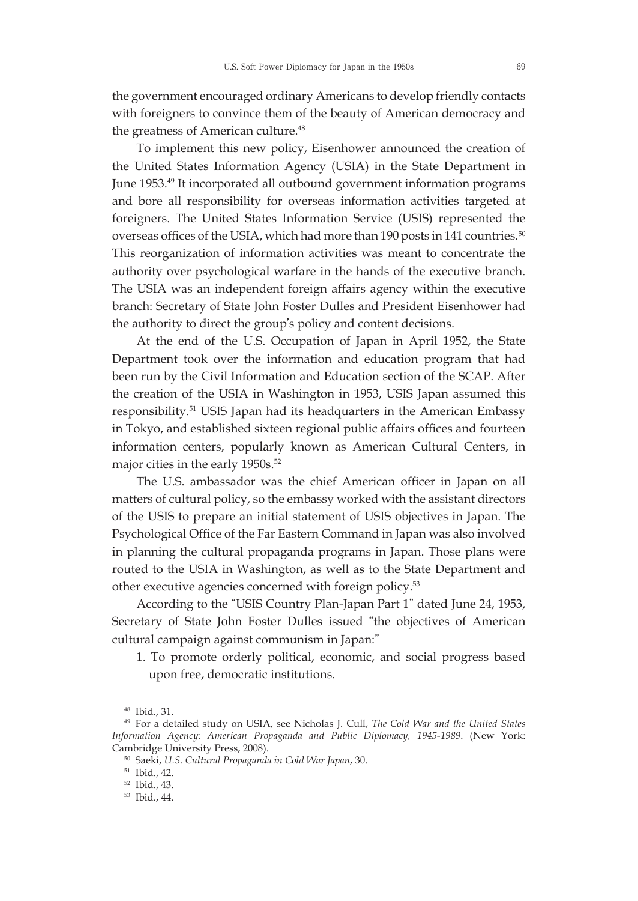the government encouraged ordinary Americans to develop friendly contacts with foreigners to convince them of the beauty of American democracy and the greatness of American culture.[48]

To implement this new policy, Eisenhower announced the creation of the United States Information Agency (USIA) in the State Department in June 1953.[49] It incorporated all outbound government information programs and bore all responsibility for overseas information activities targeted at foreigners. The United States Information Service (USIS) represented the overseas offices of the USIA, which had more than 190 posts in 141 countries.[50] This reorganization of information activities was meant to concentrate the authority over psychological warfare in the hands of the executive branch. The USIA was an independent foreign affairs agency within the executive branch: Secretary of State John Foster Dulles and President Eisenhower had the authority to direct the group's policy and content decisions.

At the end of the U.S. Occupation of Japan in April 1952, the State Department took over the information and education program that had been run by the Civil Information and Education section of the SCAP. After the creation of the USIA in Washington in 1953, USIS Japan assumed this responsibility.[51] USIS Japan had its headquarters in the American Embassy in Tokyo, and established sixteen regional public affairs offices and fourteen information centers, popularly known as American Cultural Centers, in major cities in the early 1950s.[52]

The U.S. ambassador was the chief American officer in Japan on all matters of cultural policy, so the embassy worked with the assistant directors of the USIS to prepare an initial statement of USIS objectives in Japan. The Psychological Office of the Far Eastern Command in Japan was also involved in planning the cultural propaganda programs in Japan. Those plans were routed to the USIA in Washington, as well as to the State Department and other executive agencies concerned with foreign policy.[53]

According to the "USIS Country Plan-Japan Part 1" dated June 24, 1953, Secretary of State John Foster Dulles issued "the objectives of American cultural campaign against communism in Japan:"

1. To promote orderly political, economic, and social progress based upon free, democratic institutions.

---

[48] Ibid., 31.

[49] For a detailed study on USIA, see Nicholas J. Cull, *The Cold War and the United States Information Agency: American Propaganda and Public Diplomacy, 1945-1989*. (New York: Cambridge University Press, 2008).

[50] Saeki, *U.S. Cultural Propaganda in Cold War Japan*, 30.

[51] Ibid., 42.

[52] Ibid., 43.

[53] Ibid., 44.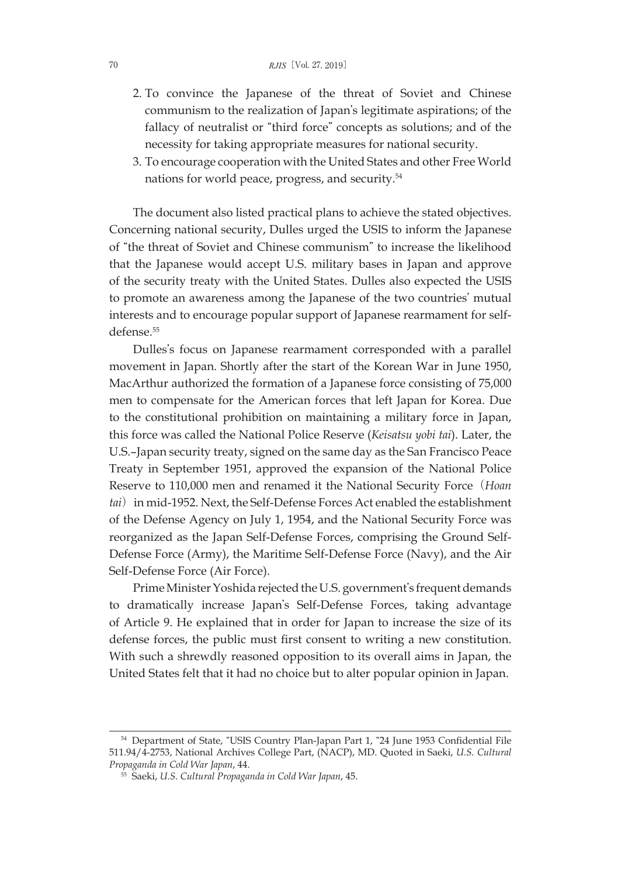2. To convince the Japanese of the threat of Soviet and Chinese communism to the realization of Japan's legitimate aspirations; of the fallacy of neutralist or "third force" concepts as solutions; and of the necessity for taking appropriate measures for national security.
3. To encourage cooperation with the United States and other Free World nations for world peace, progress, and security.[54]

The document also listed practical plans to achieve the stated objectives. Concerning national security, Dulles urged the USIS to inform the Japanese of "the threat of Soviet and Chinese communism" to increase the likelihood that the Japanese would accept U.S. military bases in Japan and approve of the security treaty with the United States. Dulles also expected the USIS to promote an awareness among the Japanese of the two countries' mutual interests and to encourage popular support of Japanese rearmament for self-defense.[55]

Dulles's focus on Japanese rearmament corresponded with a parallel movement in Japan. Shortly after the start of the Korean War in June 1950, MacArthur authorized the formation of a Japanese force consisting of 75,000 men to compensate for the American forces that left Japan for Korea. Due to the constitutional prohibition on maintaining a military force in Japan, this force was called the National Police Reserve (*Keisatsu yobi tai*). Later, the U.S.–Japan security treaty, signed on the same day as the San Francisco Peace Treaty in September 1951, approved the expansion of the National Police Reserve to 110,000 men and renamed it the National Security Force（*Hoan tai*）in mid-1952. Next, the Self-Defense Forces Act enabled the establishment of the Defense Agency on July 1, 1954, and the National Security Force was reorganized as the Japan Self-Defense Forces, comprising the Ground Self-Defense Force (Army), the Maritime Self-Defense Force (Navy), and the Air Self-Defense Force (Air Force).

Prime Minister Yoshida rejected the U.S. government's frequent demands to dramatically increase Japan's Self-Defense Forces, taking advantage of Article 9. He explained that in order for Japan to increase the size of its defense forces, the public must first consent to writing a new constitution. With such a shrewdly reasoned opposition to its overall aims in Japan, the United States felt that it had no choice but to alter popular opinion in Japan.

---

[54] Department of State, "USIS Country Plan-Japan Part 1, "24 June 1953 Confidential File 511.94/4-2753, National Archives College Part, (NACP), MD. Quoted in Saeki, *U.S. Cultural Propaganda in Cold War Japan*, 44.

[55] Saeki, *U.S. Cultural Propaganda in Cold War Japan*, 45.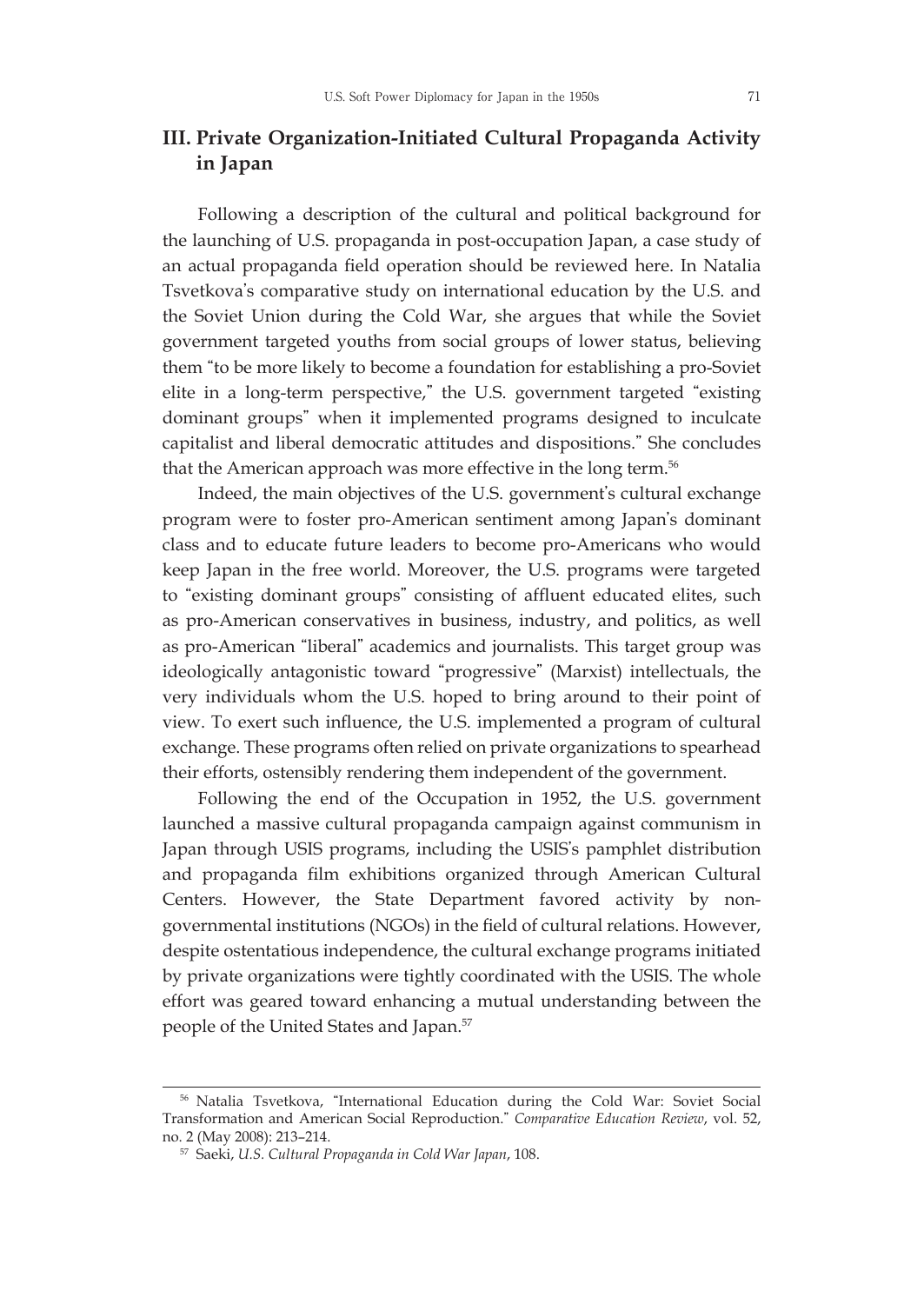## III. Private Organization-Initiated Cultural Propaganda Activity in Japan

Following a description of the cultural and political background for the launching of U.S. propaganda in post-occupation Japan, a case study of an actual propaganda field operation should be reviewed here. In Natalia Tsvetkova's comparative study on international education by the U.S. and the Soviet Union during the Cold War, she argues that while the Soviet government targeted youths from social groups of lower status, believing them "to be more likely to become a foundation for establishing a pro-Soviet elite in a long-term perspective," the U.S. government targeted "existing dominant groups" when it implemented programs designed to inculcate capitalist and liberal democratic attitudes and dispositions." She concludes that the American approach was more effective in the long term.[56]

Indeed, the main objectives of the U.S. government's cultural exchange program were to foster pro-American sentiment among Japan's dominant class and to educate future leaders to become pro-Americans who would keep Japan in the free world. Moreover, the U.S. programs were targeted to "existing dominant groups" consisting of affluent educated elites, such as pro-American conservatives in business, industry, and politics, as well as pro-American "liberal" academics and journalists. This target group was ideologically antagonistic toward "progressive" (Marxist) intellectuals, the very individuals whom the U.S. hoped to bring around to their point of view. To exert such influence, the U.S. implemented a program of cultural exchange. These programs often relied on private organizations to spearhead their efforts, ostensibly rendering them independent of the government.

Following the end of the Occupation in 1952, the U.S. government launched a massive cultural propaganda campaign against communism in Japan through USIS programs, including the USIS's pamphlet distribution and propaganda film exhibitions organized through American Cultural Centers. However, the State Department favored activity by non-governmental institutions (NGOs) in the field of cultural relations. However, despite ostentatious independence, the cultural exchange programs initiated by private organizations were tightly coordinated with the USIS. The whole effort was geared toward enhancing a mutual understanding between the people of the United States and Japan.[57]

---

[56] Natalia Tsvetkova, "International Education during the Cold War: Soviet Social Transformation and American Social Reproduction." *Comparative Education Review*, vol. 52, no. 2 (May 2008): 213–214.

[57] Saeki, *U.S. Cultural Propaganda in Cold War Japan*, 108.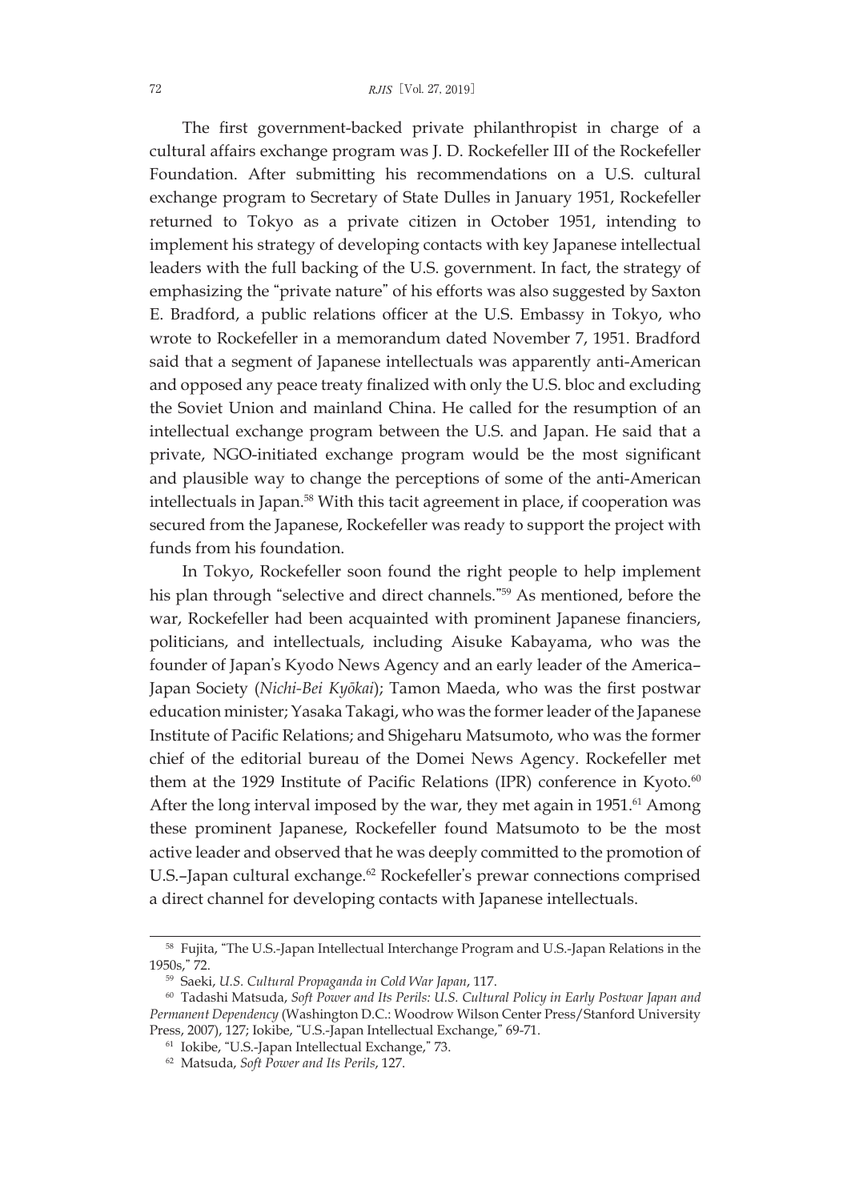The first government-backed private philanthropist in charge of a cultural affairs exchange program was J. D. Rockefeller III of the Rockefeller Foundation. After submitting his recommendations on a U.S. cultural exchange program to Secretary of State Dulles in January 1951, Rockefeller returned to Tokyo as a private citizen in October 1951, intending to implement his strategy of developing contacts with key Japanese intellectual leaders with the full backing of the U.S. government. In fact, the strategy of emphasizing the "private nature" of his efforts was also suggested by Saxton E. Bradford, a public relations officer at the U.S. Embassy in Tokyo, who wrote to Rockefeller in a memorandum dated November 7, 1951. Bradford said that a segment of Japanese intellectuals was apparently anti-American and opposed any peace treaty finalized with only the U.S. bloc and excluding the Soviet Union and mainland China. He called for the resumption of an intellectual exchange program between the U.S. and Japan. He said that a private, NGO-initiated exchange program would be the most significant and plausible way to change the perceptions of some of the anti-American intellectuals in Japan.[58] With this tacit agreement in place, if cooperation was secured from the Japanese, Rockefeller was ready to support the project with funds from his foundation.

In Tokyo, Rockefeller soon found the right people to help implement his plan through "selective and direct channels."[59] As mentioned, before the war, Rockefeller had been acquainted with prominent Japanese financiers, politicians, and intellectuals, including Aisuke Kabayama, who was the founder of Japan's Kyodo News Agency and an early leader of the America–Japan Society (*Nichi-Bei Kyōkai*); Tamon Maeda, who was the first postwar education minister; Yasaka Takagi, who was the former leader of the Japanese Institute of Pacific Relations; and Shigeharu Matsumoto, who was the former chief of the editorial bureau of the Domei News Agency. Rockefeller met them at the 1929 Institute of Pacific Relations (IPR) conference in Kyoto.[60] After the long interval imposed by the war, they met again in 1951.[61] Among these prominent Japanese, Rockefeller found Matsumoto to be the most active leader and observed that he was deeply committed to the promotion of U.S.–Japan cultural exchange.[62] Rockefeller's prewar connections comprised a direct channel for developing contacts with Japanese intellectuals.

---

[58] Fujita, "The U.S.-Japan Intellectual Interchange Program and U.S.-Japan Relations in the 1950s," 72.

[59] Saeki, *U.S. Cultural Propaganda in Cold War Japan*, 117.

[60] Tadashi Matsuda, *Soft Power and Its Perils: U.S. Cultural Policy in Early Postwar Japan and Permanent Dependency* (Washington D.C.: Woodrow Wilson Center Press/Stanford University Press, 2007), 127; Iokibe, "U.S.-Japan Intellectual Exchange," 69-71.

[61] Iokibe, "U.S.-Japan Intellectual Exchange," 73.

[62] Matsuda, *Soft Power and Its Perils*, 127.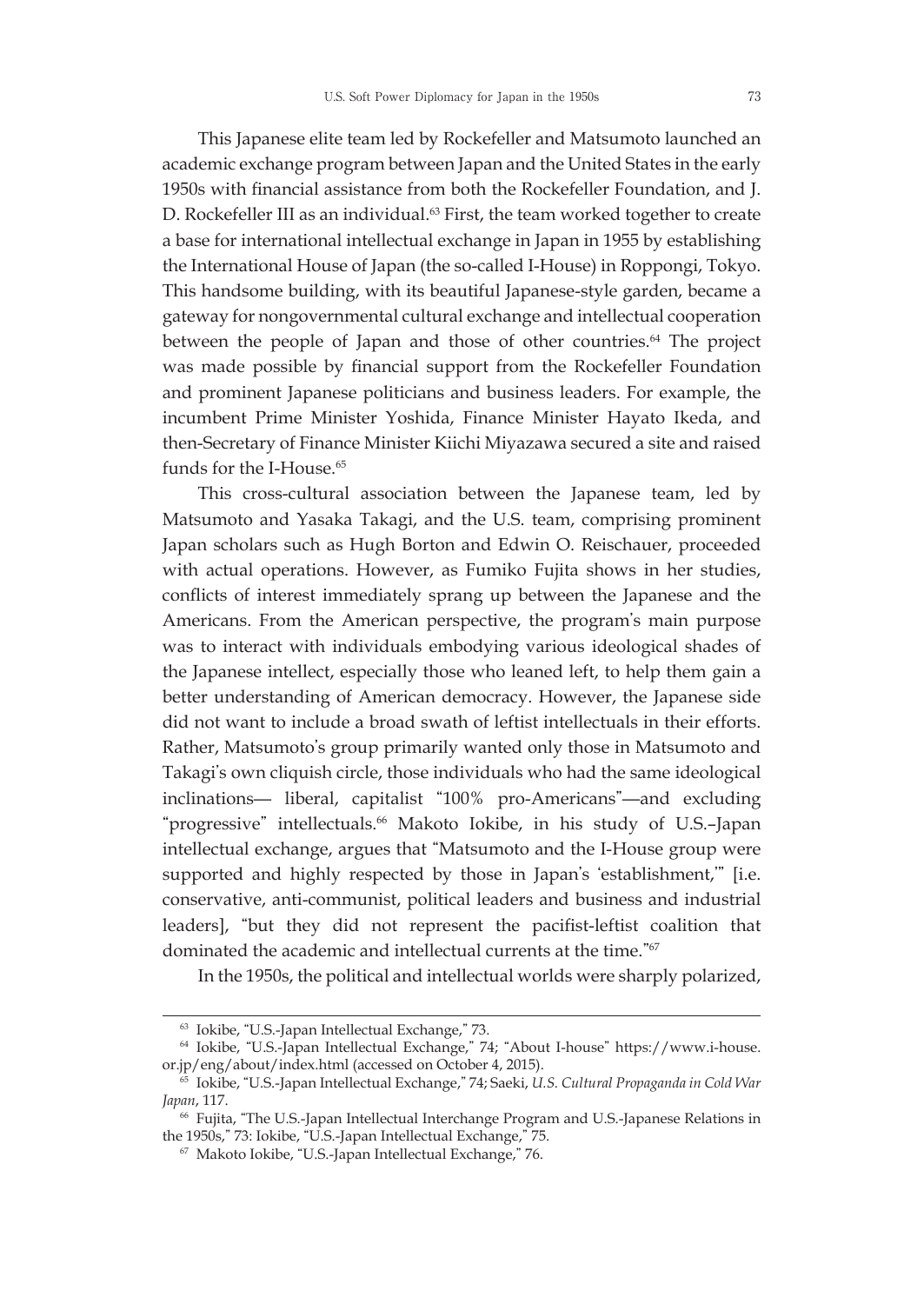This Japanese elite team led by Rockefeller and Matsumoto launched an academic exchange program between Japan and the United States in the early 1950s with financial assistance from both the Rockefeller Foundation, and J. D. Rockefeller III as an individual.[63] First, the team worked together to create a base for international intellectual exchange in Japan in 1955 by establishing the International House of Japan (the so-called I-House) in Roppongi, Tokyo. This handsome building, with its beautiful Japanese-style garden, became a gateway for nongovernmental cultural exchange and intellectual cooperation between the people of Japan and those of other countries.[64] The project was made possible by financial support from the Rockefeller Foundation and prominent Japanese politicians and business leaders. For example, the incumbent Prime Minister Yoshida, Finance Minister Hayato Ikeda, and then-Secretary of Finance Minister Kiichi Miyazawa secured a site and raised funds for the I-House.[65]

This cross-cultural association between the Japanese team, led by Matsumoto and Yasaka Takagi, and the U.S. team, comprising prominent Japan scholars such as Hugh Borton and Edwin O. Reischauer, proceeded with actual operations. However, as Fumiko Fujita shows in her studies, conflicts of interest immediately sprang up between the Japanese and the Americans. From the American perspective, the program's main purpose was to interact with individuals embodying various ideological shades of the Japanese intellect, especially those who leaned left, to help them gain a better understanding of American democracy. However, the Japanese side did not want to include a broad swath of leftist intellectuals in their efforts. Rather, Matsumoto's group primarily wanted only those in Matsumoto and Takagi's own cliquish circle, those individuals who had the same ideological inclinations— liberal, capitalist "100% pro-Americans"—and excluding "progressive" intellectuals.[66] Makoto Iokibe, in his study of U.S.–Japan intellectual exchange, argues that "Matsumoto and the I-House group were supported and highly respected by those in Japan's 'establishment,'" [i.e. conservative, anti-communist, political leaders and business and industrial leaders], "but they did not represent the pacifist-leftist coalition that dominated the academic and intellectual currents at the time."[67]

In the 1950s, the political and intellectual worlds were sharply polarized,

---

[63] Iokibe, "U.S.-Japan Intellectual Exchange," 73.

[64] Iokibe, "U.S.-Japan Intellectual Exchange," 74; "About I-house" https://www.i-house.or.jp/eng/about/index.html (accessed on October 4, 2015).

[65] Iokibe, "U.S.-Japan Intellectual Exchange," 74; Saeki, *U.S. Cultural Propaganda in Cold War Japan*, 117.

[66] Fujita, "The U.S.-Japan Intellectual Interchange Program and U.S.-Japanese Relations in the 1950s," 73: Iokibe, "U.S.-Japan Intellectual Exchange," 75.

[67] Makoto Iokibe, "U.S.-Japan Intellectual Exchange," 76.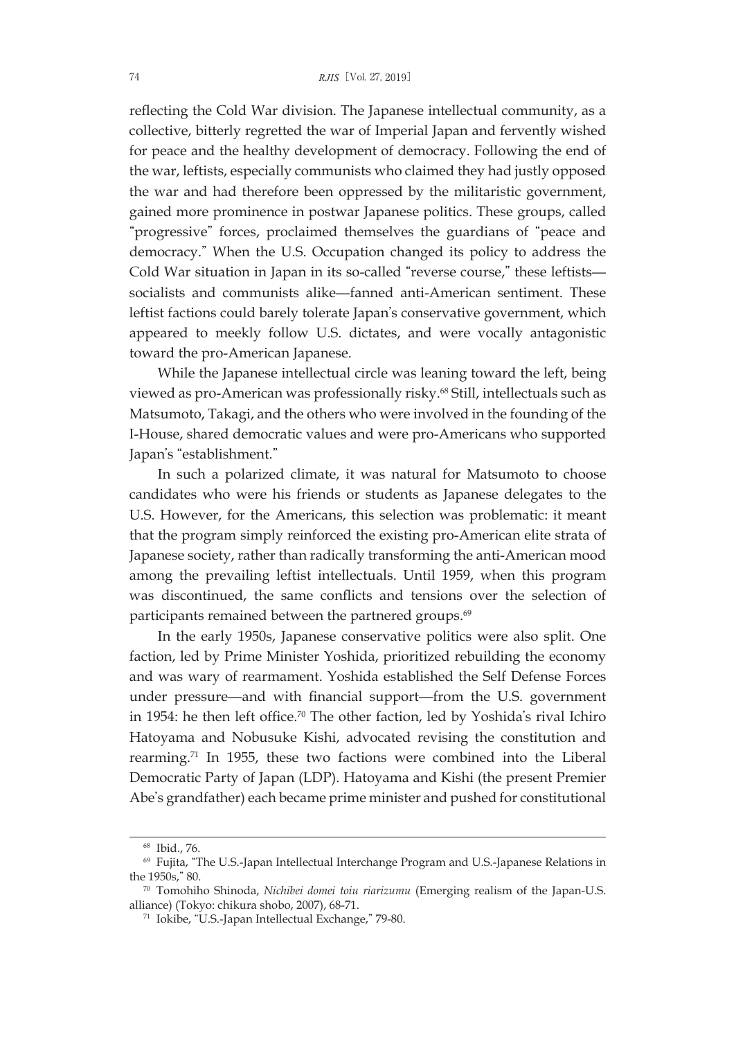reflecting the Cold War division. The Japanese intellectual community, as a collective, bitterly regretted the war of Imperial Japan and fervently wished for peace and the healthy development of democracy. Following the end of the war, leftists, especially communists who claimed they had justly opposed the war and had therefore been oppressed by the militaristic government, gained more prominence in postwar Japanese politics. These groups, called "progressive" forces, proclaimed themselves the guardians of "peace and democracy." When the U.S. Occupation changed its policy to address the Cold War situation in Japan in its so-called "reverse course," these leftists—socialists and communists alike—fanned anti-American sentiment. These leftist factions could barely tolerate Japan's conservative government, which appeared to meekly follow U.S. dictates, and were vocally antagonistic toward the pro-American Japanese.

While the Japanese intellectual circle was leaning toward the left, being viewed as pro-American was professionally risky.[68] Still, intellectuals such as Matsumoto, Takagi, and the others who were involved in the founding of the I-House, shared democratic values and were pro-Americans who supported Japan's "establishment."

In such a polarized climate, it was natural for Matsumoto to choose candidates who were his friends or students as Japanese delegates to the U.S. However, for the Americans, this selection was problematic: it meant that the program simply reinforced the existing pro-American elite strata of Japanese society, rather than radically transforming the anti-American mood among the prevailing leftist intellectuals. Until 1959, when this program was discontinued, the same conflicts and tensions over the selection of participants remained between the partnered groups.[69]

In the early 1950s, Japanese conservative politics were also split. One faction, led by Prime Minister Yoshida, prioritized rebuilding the economy and was wary of rearmament. Yoshida established the Self Defense Forces under pressure—and with financial support—from the U.S. government in 1954: he then left office.[70] The other faction, led by Yoshida's rival Ichiro Hatoyama and Nobusuke Kishi, advocated revising the constitution and rearming.[71] In 1955, these two factions were combined into the Liberal Democratic Party of Japan (LDP). Hatoyama and Kishi (the present Premier Abe's grandfather) each became prime minister and pushed for constitutional

---

[68] Ibid., 76.

[69] Fujita, "The U.S.-Japan Intellectual Interchange Program and U.S.-Japanese Relations in the 1950s," 80.

[70] Tomohiho Shinoda, *Nichibei domei toiu riarizumu* (Emerging realism of the Japan-U.S. alliance) (Tokyo: chikura shobo, 2007), 68-71.

[71] Iokibe, "U.S.-Japan Intellectual Exchange," 79-80.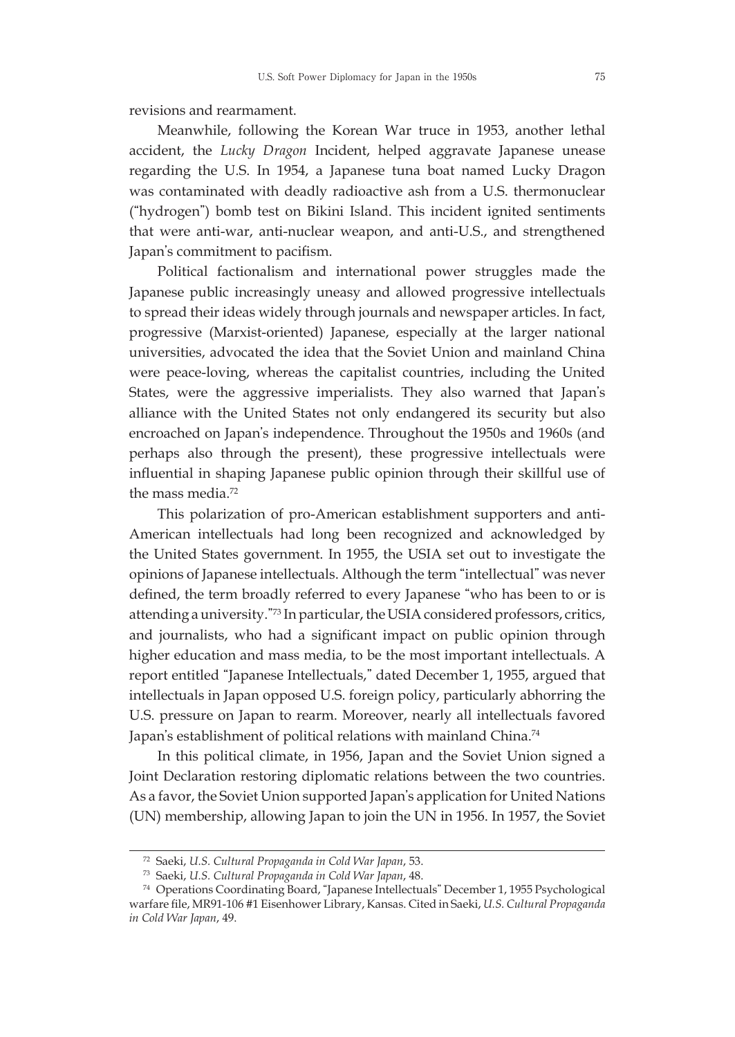revisions and rearmament.

Meanwhile, following the Korean War truce in 1953, another lethal accident, the *Lucky Dragon* Incident, helped aggravate Japanese unease regarding the U.S. In 1954, a Japanese tuna boat named Lucky Dragon was contaminated with deadly radioactive ash from a U.S. thermonuclear ("hydrogen") bomb test on Bikini Island. This incident ignited sentiments that were anti-war, anti-nuclear weapon, and anti-U.S., and strengthened Japan's commitment to pacifism.

Political factionalism and international power struggles made the Japanese public increasingly uneasy and allowed progressive intellectuals to spread their ideas widely through journals and newspaper articles. In fact, progressive (Marxist-oriented) Japanese, especially at the larger national universities, advocated the idea that the Soviet Union and mainland China were peace-loving, whereas the capitalist countries, including the United States, were the aggressive imperialists. They also warned that Japan's alliance with the United States not only endangered its security but also encroached on Japan's independence. Throughout the 1950s and 1960s (and perhaps also through the present), these progressive intellectuals were influential in shaping Japanese public opinion through their skillful use of the mass media.[72]

This polarization of pro-American establishment supporters and anti-American intellectuals had long been recognized and acknowledged by the United States government. In 1955, the USIA set out to investigate the opinions of Japanese intellectuals. Although the term "intellectual" was never defined, the term broadly referred to every Japanese "who has been to or is attending a university."[73] In particular, the USIA considered professors, critics, and journalists, who had a significant impact on public opinion through higher education and mass media, to be the most important intellectuals. A report entitled "Japanese Intellectuals," dated December 1, 1955, argued that intellectuals in Japan opposed U.S. foreign policy, particularly abhorring the U.S. pressure on Japan to rearm. Moreover, nearly all intellectuals favored Japan's establishment of political relations with mainland China.[74]

In this political climate, in 1956, Japan and the Soviet Union signed a Joint Declaration restoring diplomatic relations between the two countries. As a favor, the Soviet Union supported Japan's application for United Nations (UN) membership, allowing Japan to join the UN in 1956. In 1957, the Soviet

---

[72] Saeki, *U.S. Cultural Propaganda in Cold War Japan*, 53.

[73] Saeki, *U.S. Cultural Propaganda in Cold War Japan*, 48.

[74] Operations Coordinating Board, "Japanese Intellectuals" December 1, 1955 Psychological warfare file, MR91-106 #1 Eisenhower Library, Kansas. Cited in Saeki, *U.S. Cultural Propaganda in Cold War Japan*, 49.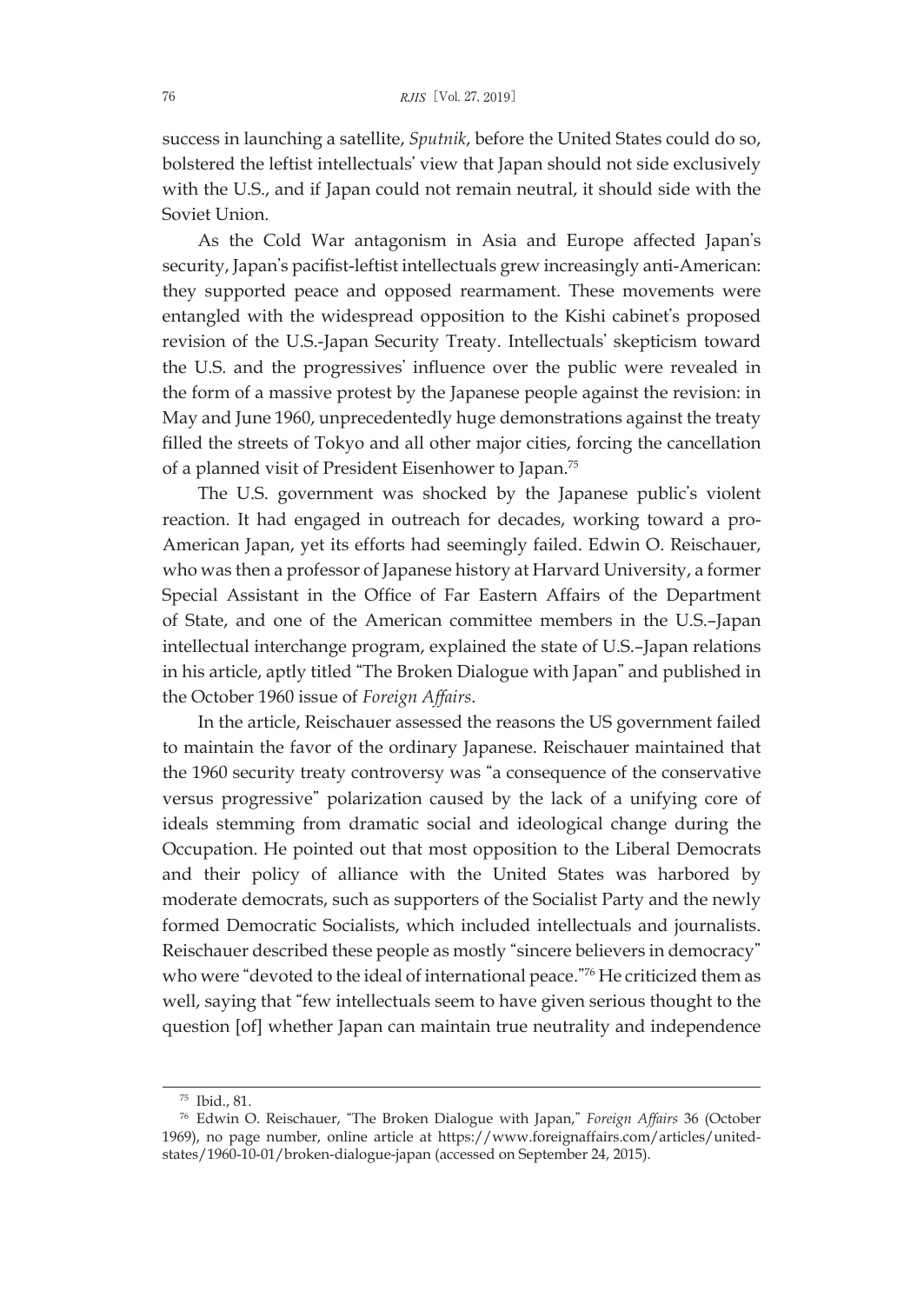success in launching a satellite, *Sputnik*, before the United States could do so, bolstered the leftist intellectuals' view that Japan should not side exclusively with the U.S., and if Japan could not remain neutral, it should side with the Soviet Union.

As the Cold War antagonism in Asia and Europe affected Japan's security, Japan's pacifist-leftist intellectuals grew increasingly anti-American: they supported peace and opposed rearmament. These movements were entangled with the widespread opposition to the Kishi cabinet's proposed revision of the U.S.-Japan Security Treaty. Intellectuals' skepticism toward the U.S. and the progressives' influence over the public were revealed in the form of a massive protest by the Japanese people against the revision: in May and June 1960, unprecedentedly huge demonstrations against the treaty filled the streets of Tokyo and all other major cities, forcing the cancellation of a planned visit of President Eisenhower to Japan.[75]

The U.S. government was shocked by the Japanese public's violent reaction. It had engaged in outreach for decades, working toward a pro-American Japan, yet its efforts had seemingly failed. Edwin O. Reischauer, who was then a professor of Japanese history at Harvard University, a former Special Assistant in the Office of Far Eastern Affairs of the Department of State, and one of the American committee members in the U.S.–Japan intellectual interchange program, explained the state of U.S.–Japan relations in his article, aptly titled "The Broken Dialogue with Japan" and published in the October 1960 issue of *Foreign Affairs*.

In the article, Reischauer assessed the reasons the US government failed to maintain the favor of the ordinary Japanese. Reischauer maintained that the 1960 security treaty controversy was "a consequence of the conservative versus progressive" polarization caused by the lack of a unifying core of ideals stemming from dramatic social and ideological change during the Occupation. He pointed out that most opposition to the Liberal Democrats and their policy of alliance with the United States was harbored by moderate democrats, such as supporters of the Socialist Party and the newly formed Democratic Socialists, which included intellectuals and journalists. Reischauer described these people as mostly "sincere believers in democracy" who were "devoted to the ideal of international peace."[76] He criticized them as well, saying that "few intellectuals seem to have given serious thought to the question [of] whether Japan can maintain true neutrality and independence

---

[75] Ibid., 81.

[76] Edwin O. Reischauer, "The Broken Dialogue with Japan," *Foreign Affairs* 36 (October 1969), no page number, online article at https://www.foreignaffairs.com/articles/united-states/1960-10-01/broken-dialogue-japan (accessed on September 24, 2015).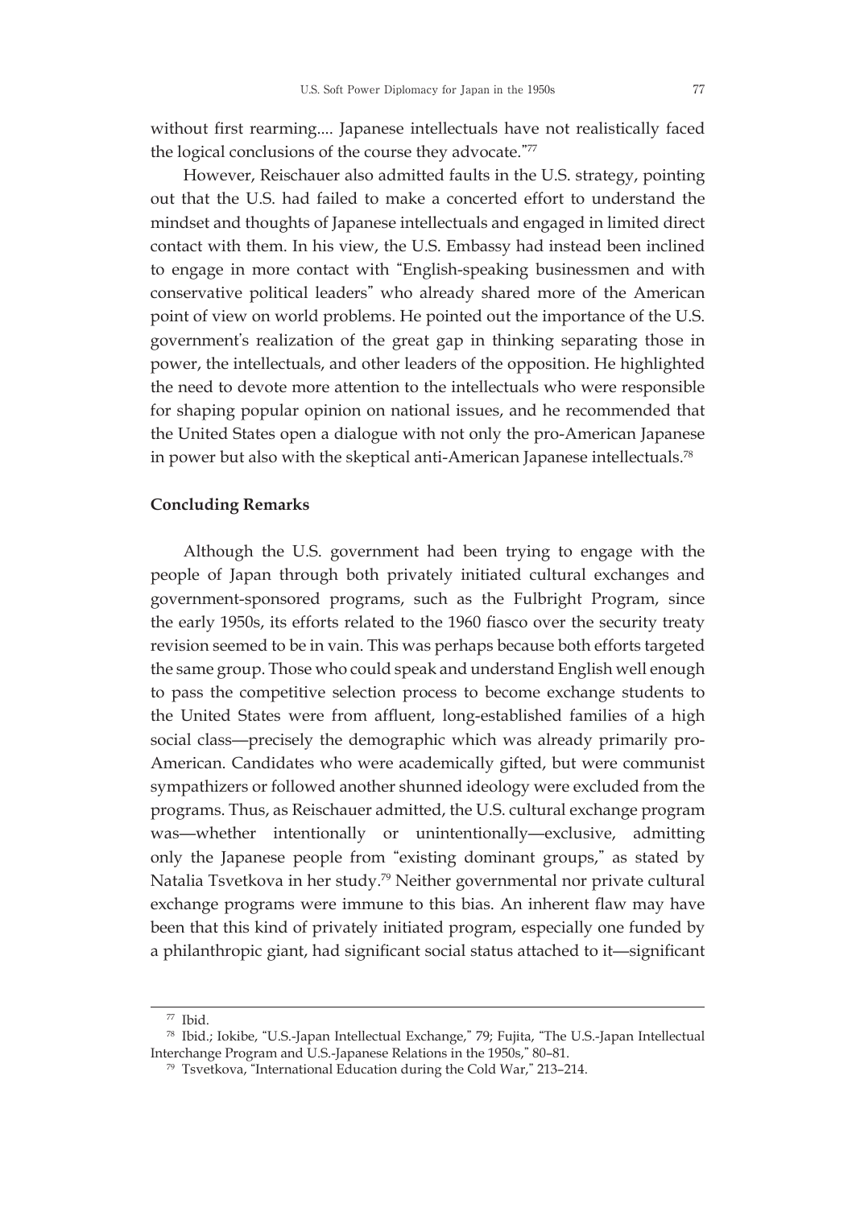without first rearming.... Japanese intellectuals have not realistically faced the logical conclusions of the course they advocate."[77]

However, Reischauer also admitted faults in the U.S. strategy, pointing out that the U.S. had failed to make a concerted effort to understand the mindset and thoughts of Japanese intellectuals and engaged in limited direct contact with them. In his view, the U.S. Embassy had instead been inclined to engage in more contact with "English-speaking businessmen and with conservative political leaders" who already shared more of the American point of view on world problems. He pointed out the importance of the U.S. government's realization of the great gap in thinking separating those in power, the intellectuals, and other leaders of the opposition. He highlighted the need to devote more attention to the intellectuals who were responsible for shaping popular opinion on national issues, and he recommended that the United States open a dialogue with not only the pro-American Japanese in power but also with the skeptical anti-American Japanese intellectuals.[78]

## Concluding Remarks

Although the U.S. government had been trying to engage with the people of Japan through both privately initiated cultural exchanges and government-sponsored programs, such as the Fulbright Program, since the early 1950s, its efforts related to the 1960 fiasco over the security treaty revision seemed to be in vain. This was perhaps because both efforts targeted the same group. Those who could speak and understand English well enough to pass the competitive selection process to become exchange students to the United States were from affluent, long-established families of a high social class—precisely the demographic which was already primarily pro-American. Candidates who were academically gifted, but were communist sympathizers or followed another shunned ideology were excluded from the programs. Thus, as Reischauer admitted, the U.S. cultural exchange program was—whether intentionally or unintentionally—exclusive, admitting only the Japanese people from "existing dominant groups," as stated by Natalia Tsvetkova in her study.[79] Neither governmental nor private cultural exchange programs were immune to this bias. An inherent flaw may have been that this kind of privately initiated program, especially one funded by a philanthropic giant, had significant social status attached to it—significant

[77] Ibid.

[78] Ibid.; Iokibe, "U.S.-Japan Intellectual Exchange," 79; Fujita, "The U.S.-Japan Intellectual Interchange Program and U.S.-Japanese Relations in the 1950s," 80–81.

[79] Tsvetkova, "International Education during the Cold War," 213–214.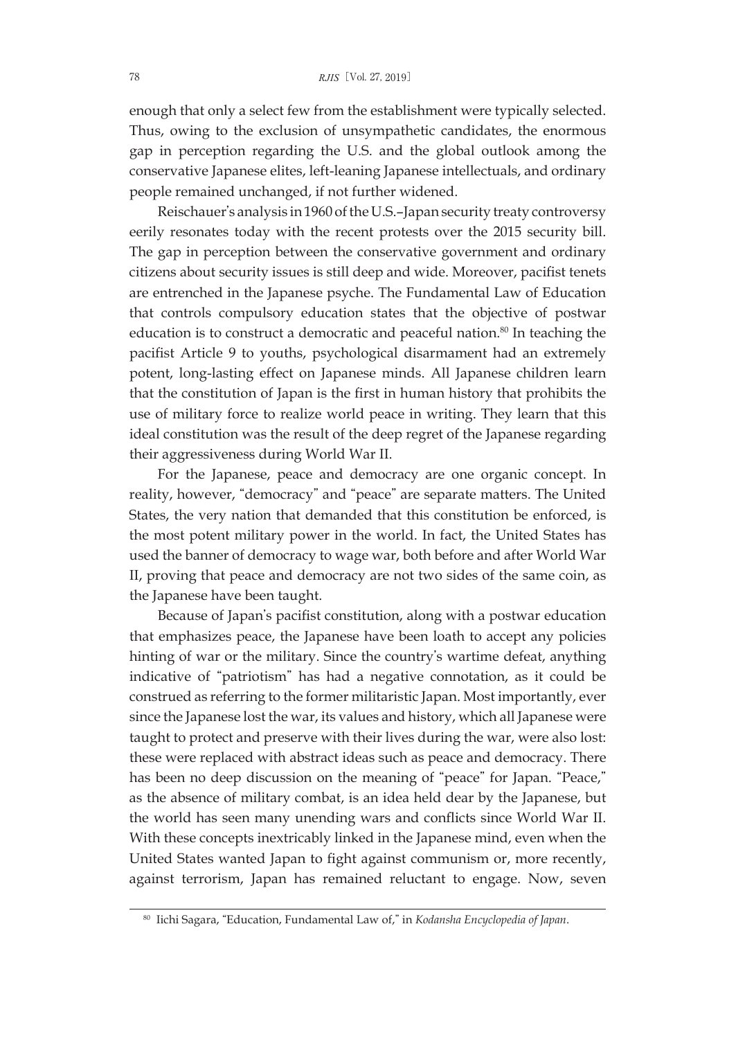enough that only a select few from the establishment were typically selected. Thus, owing to the exclusion of unsympathetic candidates, the enormous gap in perception regarding the U.S. and the global outlook among the conservative Japanese elites, left-leaning Japanese intellectuals, and ordinary people remained unchanged, if not further widened.

Reischauer's analysis in 1960 of the U.S.–Japan security treaty controversy eerily resonates today with the recent protests over the 2015 security bill. The gap in perception between the conservative government and ordinary citizens about security issues is still deep and wide. Moreover, pacifist tenets are entrenched in the Japanese psyche. The Fundamental Law of Education that controls compulsory education states that the objective of postwar education is to construct a democratic and peaceful nation.[80] In teaching the pacifist Article 9 to youths, psychological disarmament had an extremely potent, long-lasting effect on Japanese minds. All Japanese children learn that the constitution of Japan is the first in human history that prohibits the use of military force to realize world peace in writing. They learn that this ideal constitution was the result of the deep regret of the Japanese regarding their aggressiveness during World War II.

For the Japanese, peace and democracy are one organic concept. In reality, however, "democracy" and "peace" are separate matters. The United States, the very nation that demanded that this constitution be enforced, is the most potent military power in the world. In fact, the United States has used the banner of democracy to wage war, both before and after World War II, proving that peace and democracy are not two sides of the same coin, as the Japanese have been taught.

Because of Japan's pacifist constitution, along with a postwar education that emphasizes peace, the Japanese have been loath to accept any policies hinting of war or the military. Since the country's wartime defeat, anything indicative of "patriotism" has had a negative connotation, as it could be construed as referring to the former militaristic Japan. Most importantly, ever since the Japanese lost the war, its values and history, which all Japanese were taught to protect and preserve with their lives during the war, were also lost: these were replaced with abstract ideas such as peace and democracy. There has been no deep discussion on the meaning of "peace" for Japan. "Peace," as the absence of military combat, is an idea held dear by the Japanese, but the world has seen many unending wars and conflicts since World War II. With these concepts inextricably linked in the Japanese mind, even when the United States wanted Japan to fight against communism or, more recently, against terrorism, Japan has remained reluctant to engage. Now, seven

[80] Iichi Sagara, "Education, Fundamental Law of," in *Kodansha Encyclopedia of Japan*.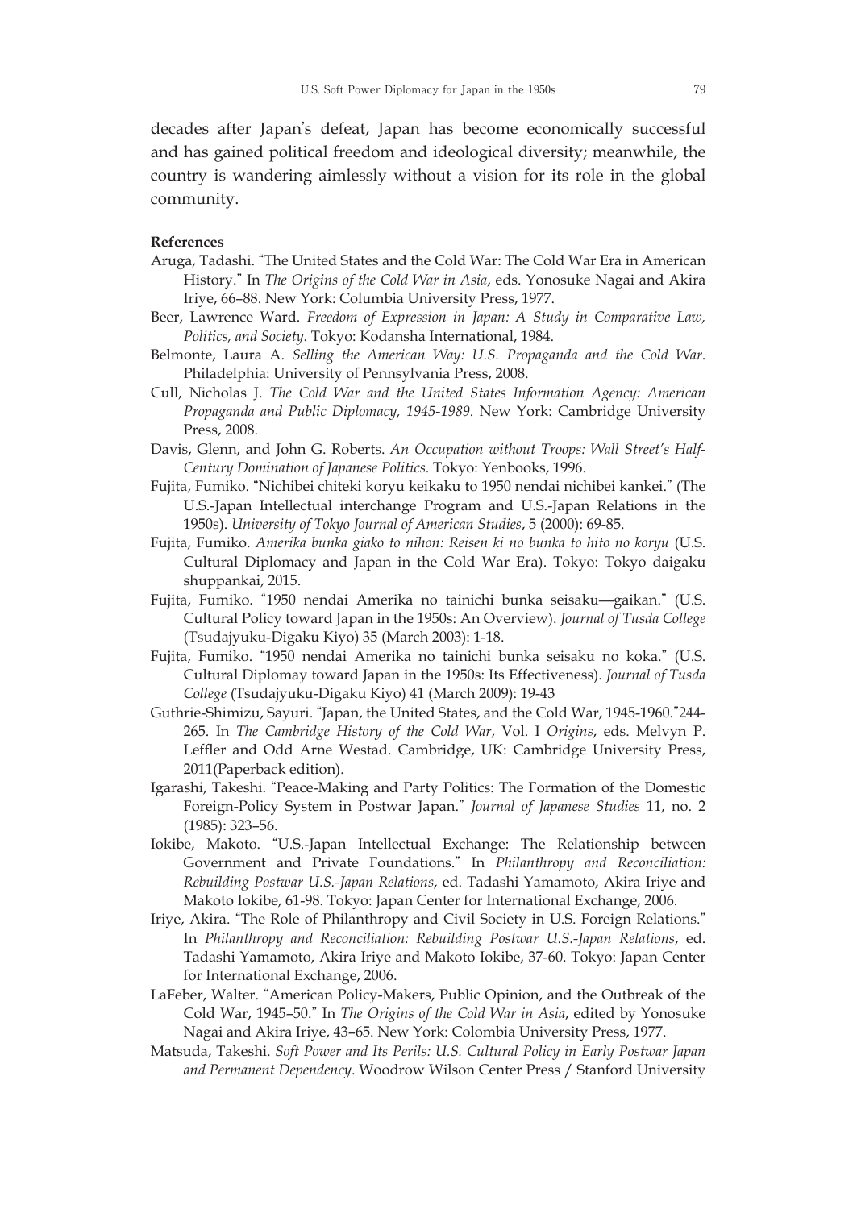decades after Japan's defeat, Japan has become economically successful and has gained political freedom and ideological diversity; meanwhile, the country is wandering aimlessly without a vision for its role in the global community.

**References**

Aruga, Tadashi. "The United States and the Cold War: The Cold War Era in American History." In *The Origins of the Cold War in Asia*, eds. Yonosuke Nagai and Akira Iriye, 66–88. New York: Columbia University Press, 1977.

Beer, Lawrence Ward. *Freedom of Expression in Japan: A Study in Comparative Law, Politics, and Society*. Tokyo: Kodansha International, 1984.

Belmonte, Laura A. *Selling the American Way: U.S. Propaganda and the Cold War*. Philadelphia: University of Pennsylvania Press, 2008.

Cull, Nicholas J. *The Cold War and the United States Information Agency: American Propaganda and Public Diplomacy, 1945-1989*. New York: Cambridge University Press, 2008.

Davis, Glenn, and John G. Roberts. *An Occupation without Troops: Wall Street's Half-Century Domination of Japanese Politics*. Tokyo: Yenbooks, 1996.

Fujita, Fumiko. "Nichibei chiteki koryu keikaku to 1950 nendai nichibei kankei." (The U.S.-Japan Intellectual interchange Program and U.S.-Japan Relations in the 1950s). *University of Tokyo Journal of American Studies*, 5 (2000): 69-85.

Fujita, Fumiko. *Amerika bunka giako to nihon: Reisen ki no bunka to hito no koryu* (U.S. Cultural Diplomacy and Japan in the Cold War Era). Tokyo: Tokyo daigaku shuppankai, 2015.

Fujita, Fumiko. "1950 nendai Amerika no tainichi bunka seisaku—gaikan." (U.S. Cultural Policy toward Japan in the 1950s: An Overview). *Journal of Tusda College* (Tsudajyuku-Digaku Kiyo) 35 (March 2003): 1-18.

Fujita, Fumiko. "1950 nendai Amerika no tainichi bunka seisaku no koka." (U.S. Cultural Diplomay toward Japan in the 1950s: Its Effectiveness). *Journal of Tusda College* (Tsudajyuku-Digaku Kiyo) 41 (March 2009): 19-43

Guthrie-Shimizu, Sayuri. "Japan, the United States, and the Cold War, 1945-1960."244-265. In *The Cambridge History of the Cold War*, Vol. I *Origins*, eds. Melvyn P. Leffler and Odd Arne Westad. Cambridge, UK: Cambridge University Press, 2011(Paperback edition).

Igarashi, Takeshi. "Peace-Making and Party Politics: The Formation of the Domestic Foreign-Policy System in Postwar Japan." *Journal of Japanese Studies* 11, no. 2 (1985): 323–56.

Iokibe, Makoto. "U.S.-Japan Intellectual Exchange: The Relationship between Government and Private Foundations." In *Philanthropy and Reconciliation: Rebuilding Postwar U.S.-Japan Relations*, ed. Tadashi Yamamoto, Akira Iriye and Makoto Iokibe, 61-98. Tokyo: Japan Center for International Exchange, 2006.

Iriye, Akira. "The Role of Philanthropy and Civil Society in U.S. Foreign Relations." In *Philanthropy and Reconciliation: Rebuilding Postwar U.S.-Japan Relations*, ed. Tadashi Yamamoto, Akira Iriye and Makoto Iokibe, 37-60. Tokyo: Japan Center for International Exchange, 2006.

LaFeber, Walter. "American Policy-Makers, Public Opinion, and the Outbreak of the Cold War, 1945–50." In *The Origins of the Cold War in Asia*, edited by Yonosuke Nagai and Akira Iriye, 43–65. New York: Colombia University Press, 1977.

Matsuda, Takeshi. *Soft Power and Its Perils: U.S. Cultural Policy in Early Postwar Japan and Permanent Dependency*. Woodrow Wilson Center Press / Stanford University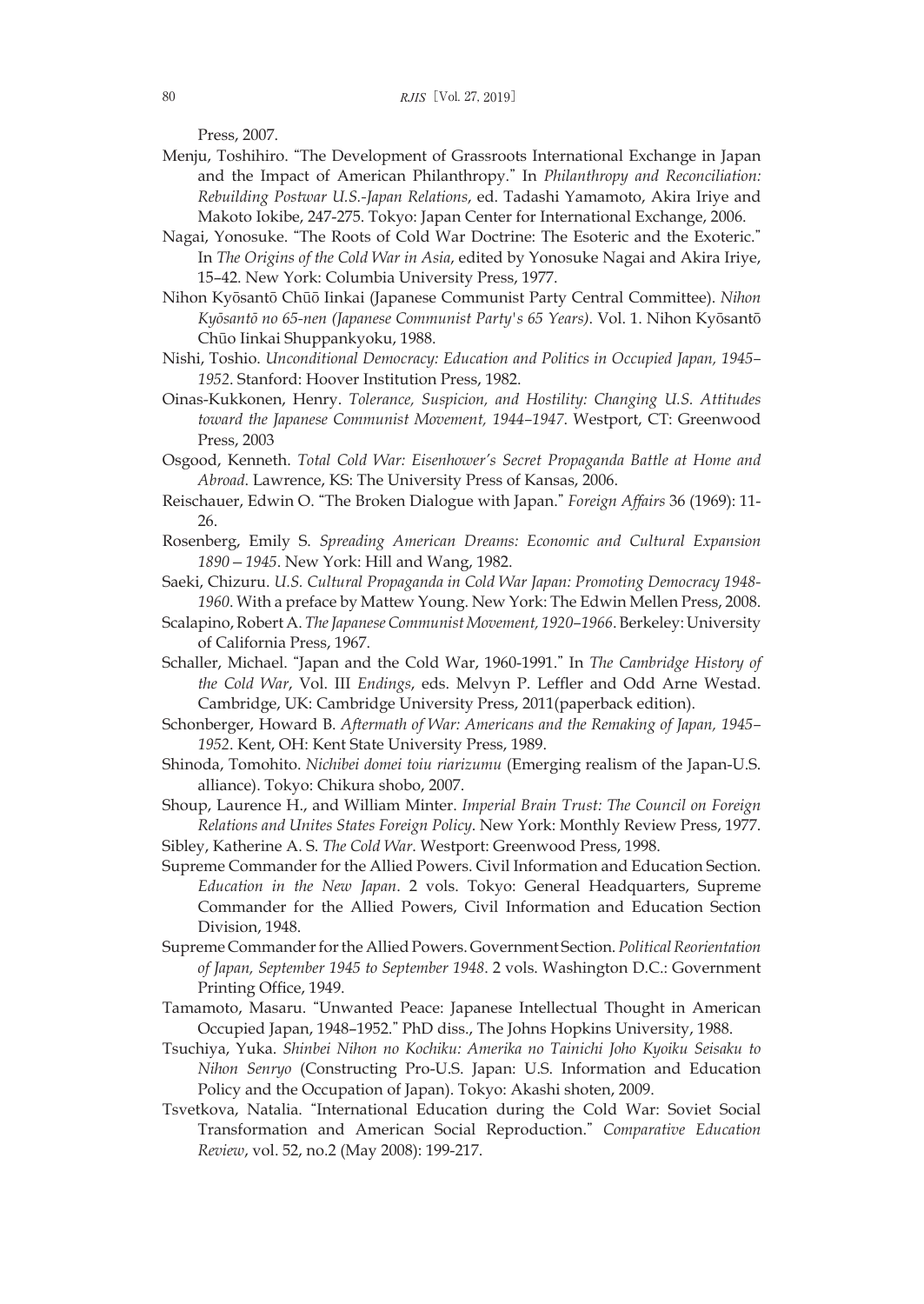Press, 2007.

Menju, Toshihiro. "The Development of Grassroots International Exchange in Japan and the Impact of American Philanthropy." In *Philanthropy and Reconciliation: Rebuilding Postwar U.S.-Japan Relations*, ed. Tadashi Yamamoto, Akira Iriye and Makoto Iokibe, 247-275. Tokyo: Japan Center for International Exchange, 2006.

Nagai, Yonosuke. "The Roots of Cold War Doctrine: The Esoteric and the Exoteric." In *The Origins of the Cold War in Asia*, edited by Yonosuke Nagai and Akira Iriye, 15–42. New York: Columbia University Press, 1977.

Nihon Kyōsantō Chūō Iinkai (Japanese Communist Party Central Committee). *Nihon Kyōsantō no 65-nen (Japanese Communist Party's 65 Years)*. Vol. 1. Nihon Kyōsantō Chūo Iinkai Shuppankyoku, 1988.

Nishi, Toshio. *Unconditional Democracy: Education and Politics in Occupied Japan, 1945–1952*. Stanford: Hoover Institution Press, 1982.

Oinas-Kukkonen, Henry. *Tolerance, Suspicion, and Hostility: Changing U.S. Attitudes toward the Japanese Communist Movement, 1944–1947*. Westport, CT: Greenwood Press, 2003

Osgood, Kenneth. *Total Cold War: Eisenhower's Secret Propaganda Battle at Home and Abroad*. Lawrence, KS: The University Press of Kansas, 2006.

Reischauer, Edwin O. "The Broken Dialogue with Japan." *Foreign Affairs* 36 (1969): 11-26.

Rosenberg, Emily S. *Spreading American Dreams: Economic and Cultural Expansion 1890—1945*. New York: Hill and Wang, 1982.

Saeki, Chizuru. *U.S. Cultural Propaganda in Cold War Japan: Promoting Democracy 1948-1960*. With a preface by Mattew Young. New York: The Edwin Mellen Press, 2008.

Scalapino, Robert A. *The Japanese Communist Movement, 1920–1966*. Berkeley: University of California Press, 1967.

Schaller, Michael. "Japan and the Cold War, 1960-1991." In *The Cambridge History of the Cold War*, Vol. III *Endings*, eds. Melvyn P. Leffler and Odd Arne Westad. Cambridge, UK: Cambridge University Press, 2011(paperback edition).

Schonberger, Howard B. *Aftermath of War: Americans and the Remaking of Japan, 1945–1952*. Kent, OH: Kent State University Press, 1989.

Shinoda, Tomohito. *Nichibei domei toiu riarizumu* (Emerging realism of the Japan-U.S. alliance). Tokyo: Chikura shobo, 2007.

Shoup, Laurence H., and William Minter. *Imperial Brain Trust: The Council on Foreign Relations and Unites States Foreign Policy*. New York: Monthly Review Press, 1977.

Sibley, Katherine A. S. *The Cold War*. Westport: Greenwood Press, 1998.

Supreme Commander for the Allied Powers. Civil Information and Education Section. *Education in the New Japan*. 2 vols. Tokyo: General Headquarters, Supreme Commander for the Allied Powers, Civil Information and Education Section Division, 1948.

Supreme Commander for the Allied Powers. Government Section. *Political Reorientation of Japan, September 1945 to September 1948*. 2 vols. Washington D.C.: Government Printing Office, 1949.

Tamamoto, Masaru. "Unwanted Peace: Japanese Intellectual Thought in American Occupied Japan, 1948–1952." PhD diss., The Johns Hopkins University, 1988.

Tsuchiya, Yuka. *Shinbei Nihon no Kochiku: Amerika no Tainichi Joho Kyoiku Seisaku to Nihon Senryo* (Constructing Pro-U.S. Japan: U.S. Information and Education Policy and the Occupation of Japan). Tokyo: Akashi shoten, 2009.

Tsvetkova, Natalia. "International Education during the Cold War: Soviet Social Transformation and American Social Reproduction." *Comparative Education Review*, vol. 52, no.2 (May 2008): 199-217.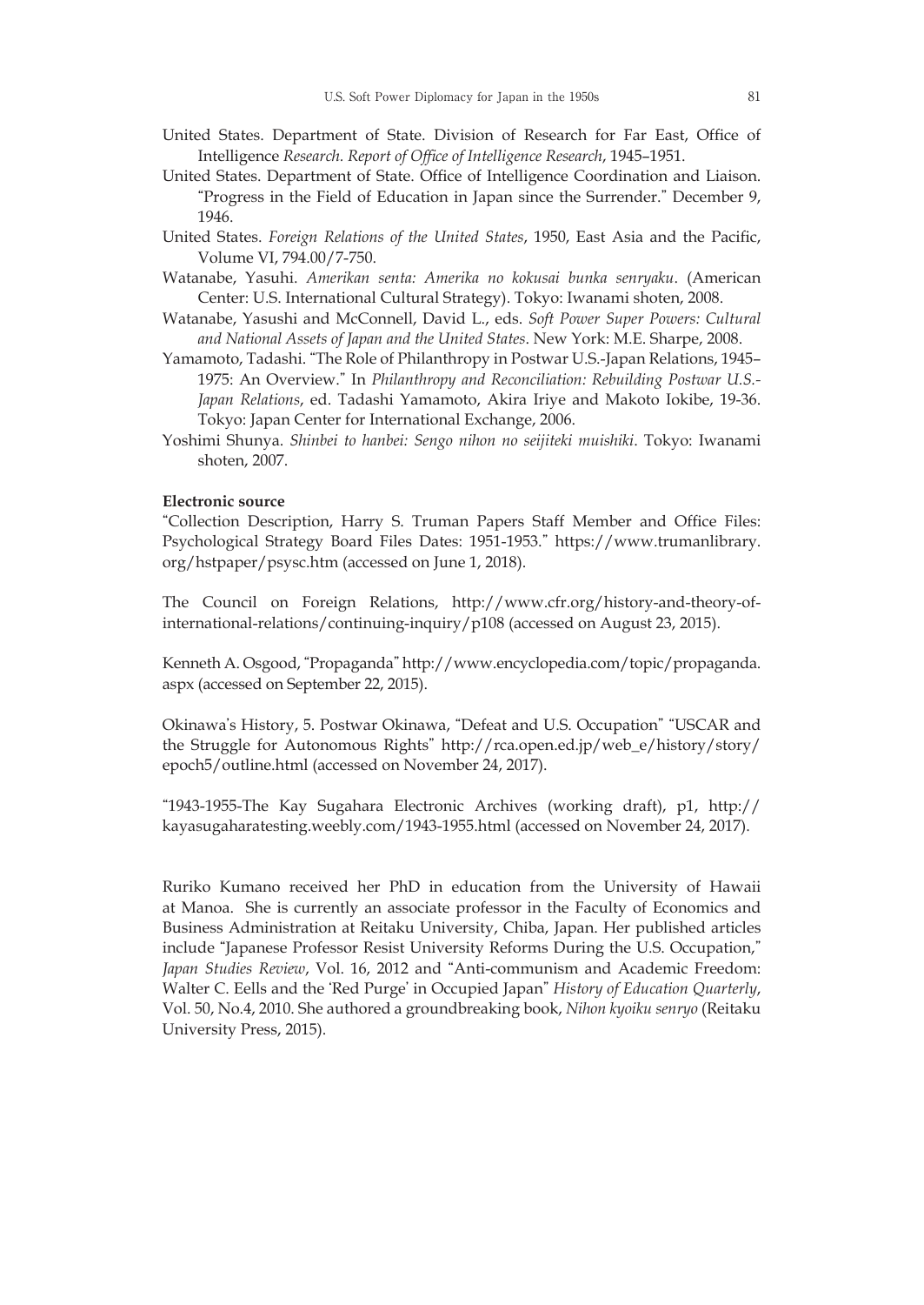United States. Department of State. Division of Research for Far East, Office of Intelligence *Research*. *Report of Office of Intelligence Research*, 1945–1951.

United States. Department of State. Office of Intelligence Coordination and Liaison. "Progress in the Field of Education in Japan since the Surrender." December 9, 1946.

United States. *Foreign Relations of the United States*, 1950, East Asia and the Pacific, Volume VI, 794.00/7-750.

Watanabe, Yasuhi. *Amerikan senta: Amerika no kokusai bunka senryaku*. (American Center: U.S. International Cultural Strategy). Tokyo: Iwanami shoten, 2008.

Watanabe, Yasushi and McConnell, David L., eds. *Soft Power Super Powers: Cultural and National Assets of Japan and the United States*. New York: M.E. Sharpe, 2008.

Yamamoto, Tadashi. "The Role of Philanthropy in Postwar U.S.-Japan Relations, 1945–1975: An Overview." In *Philanthropy and Reconciliation: Rebuilding Postwar U.S.-Japan Relations*, ed. Tadashi Yamamoto, Akira Iriye and Makoto Iokibe, 19-36. Tokyo: Japan Center for International Exchange, 2006.

Yoshimi Shunya. *Shinbei to hanbei: Sengo nihon no seijiteki muishiki*. Tokyo: Iwanami shoten, 2007.

**Electronic source**

"Collection Description, Harry S. Truman Papers Staff Member and Office Files: Psychological Strategy Board Files Dates: 1951-1953." https://www.trumanlibrary.org/hstpaper/psysc.htm (accessed on June 1, 2018).

The Council on Foreign Relations, http://www.cfr.org/history-and-theory-of-international-relations/continuing-inquiry/p108 (accessed on August 23, 2015).

Kenneth A. Osgood, "Propaganda" http://www.encyclopedia.com/topic/propaganda.aspx (accessed on September 22, 2015).

Okinawa's History, 5. Postwar Okinawa, "Defeat and U.S. Occupation" "USCAR and the Struggle for Autonomous Rights" http://rca.open.ed.jp/web_e/history/story/epoch5/outline.html (accessed on November 24, 2017).

"1943-1955-The Kay Sugahara Electronic Archives (working draft), p1, http://kayasugaharatesting.weebly.com/1943-1955.html (accessed on November 24, 2017).

Ruriko Kumano received her PhD in education from the University of Hawaii at Manoa. She is currently an associate professor in the Faculty of Economics and Business Administration at Reitaku University, Chiba, Japan. Her published articles include "Japanese Professor Resist University Reforms During the U.S. Occupation," *Japan Studies Review*, Vol. 16, 2012 and "Anti-communism and Academic Freedom: Walter C. Eells and the 'Red Purge' in Occupied Japan" *History of Education Quarterly*, Vol. 50, No.4, 2010. She authored a groundbreaking book, *Nihon kyoiku senryo* (Reitaku University Press, 2015).